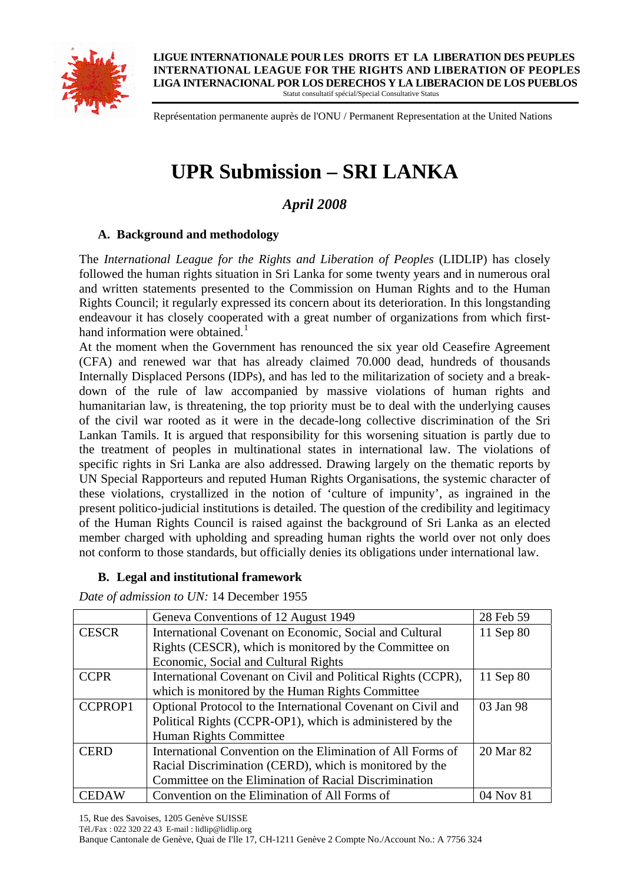LIGUE INTERNATIONALE POUR LES DROITS ET LA LIBERATION DES PEUPLES
INTERNATIONAL LEAGUE FOR THE RIGHTS AND LIBERATION OF PEOPLES
LIGA INTERNACIONAL POR LOS DERECHOS Y LA LIBERACION DE LOS PUEBLOS
Statut consultatif spécial/Special Consultative Status

Représentation permanente auprès de l'ONU / Permanent Representation at the United Nations

# UPR Submission – SRI LANKA

*April 2008*

## A. Background and methodology

The *International League for the Rights and Liberation of Peoples* (LIDLIP) has closely followed the human rights situation in Sri Lanka for some twenty years and in numerous oral and written statements presented to the Commission on Human Rights and to the Human Rights Council; it regularly expressed its concern about its deterioration. In this longstanding endeavour it has closely cooperated with a great number of organizations from which first-hand information were obtained.[1]

At the moment when the Government has renounced the six year old Ceasefire Agreement (CFA) and renewed war that has already claimed 70.000 dead, hundreds of thousands Internally Displaced Persons (IDPs), and has led to the militarization of society and a break-down of the rule of law accompanied by massive violations of human rights and humanitarian law, is threatening, the top priority must be to deal with the underlying causes of the civil war rooted as it were in the decade-long collective discrimination of the Sri Lankan Tamils. It is argued that responsibility for this worsening situation is partly due to the treatment of peoples in multinational states in international law. The violations of specific rights in Sri Lanka are also addressed. Drawing largely on the thematic reports by UN Special Rapporteurs and reputed Human Rights Organisations, the systemic character of these violations, crystallized in the notion of 'culture of impunity', as ingrained in the present politico-judicial institutions is detailed. The question of the credibility and legitimacy of the Human Rights Council is raised against the background of Sri Lanka as an elected member charged with upholding and spreading human rights the world over not only does not conform to those standards, but officially denies its obligations under international law.

## B. Legal and institutional framework

*Date of admission to UN:* 14 December 1955

| | | |
|---|---|---|
| | Geneva Conventions of 12 August 1949 | 28 Feb 59 |
| CESCR | International Covenant on Economic, Social and Cultural Rights (CESCR), which is monitored by the Committee on Economic, Social and Cultural Rights | 11 Sep 80 |
| CCPR | International Covenant on Civil and Political Rights (CCPR), which is monitored by the Human Rights Committee | 11 Sep 80 |
| CCPROP1 | Optional Protocol to the International Covenant on Civil and Political Rights (CCPR-OP1), which is administered by the Human Rights Committee | 03 Jan 98 |
| CERD | International Convention on the Elimination of All Forms of Racial Discrimination (CERD), which is monitored by the Committee on the Elimination of Racial Discrimination | 20 Mar 82 |
| CEDAW | Convention on the Elimination of All Forms of | 04 Nov 81 |

15, Rue des Savoises, 1205 Genève SUISSE
Tél./Fax : 022 320 22 43 E-mail : lidlip@lidlip.org
Banque Cantonale de Genève, Quai de l'Ile 17, CH-1211 Genève 2 Compte No./Account No.: A 7756 324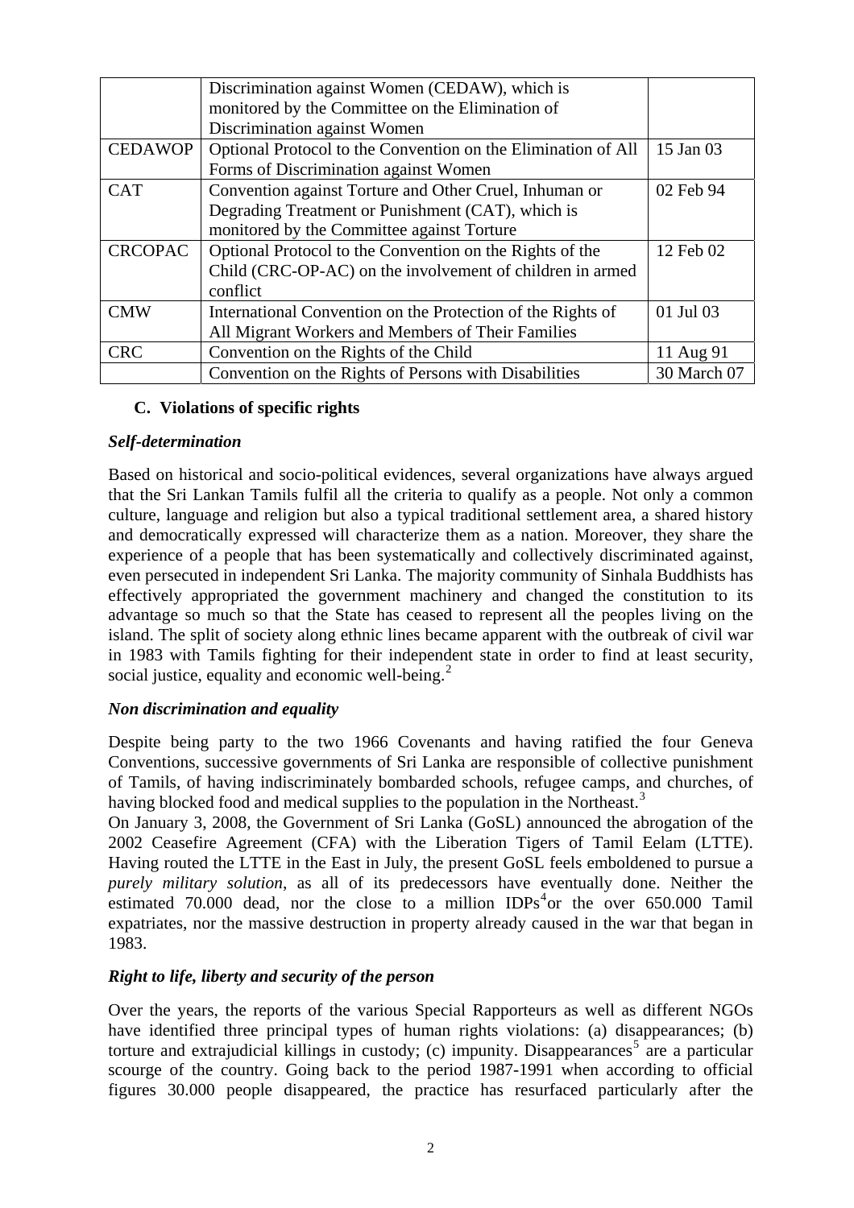| | | |
|---|---|---|
| | Discrimination against Women (CEDAW), which is monitored by the Committee on the Elimination of Discrimination against Women | |
| CEDAWOP | Optional Protocol to the Convention on the Elimination of All Forms of Discrimination against Women | 15 Jan 03 |
| CAT | Convention against Torture and Other Cruel, Inhuman or Degrading Treatment or Punishment (CAT), which is monitored by the Committee against Torture | 02 Feb 94 |
| CRCOPAC | Optional Protocol to the Convention on the Rights of the Child (CRC-OP-AC) on the involvement of children in armed conflict | 12 Feb 02 |
| CMW | International Convention on the Protection of the Rights of All Migrant Workers and Members of Their Families | 01 Jul 03 |
| CRC | Convention on the Rights of the Child | 11 Aug 91 |
| | Convention on the Rights of Persons with Disabilities | 30 March 07 |

### C. Violations of specific rights

***Self-determination***

Based on historical and socio-political evidences, several organizations have always argued that the Sri Lankan Tamils fulfil all the criteria to qualify as a people. Not only a common culture, language and religion but also a typical traditional settlement area, a shared history and democratically expressed will characterize them as a nation. Moreover, they share the experience of a people that has been systematically and collectively discriminated against, even persecuted in independent Sri Lanka. The majority community of Sinhala Buddhists has effectively appropriated the government machinery and changed the constitution to its advantage so much so that the State has ceased to represent all the peoples living on the island. The split of society along ethnic lines became apparent with the outbreak of civil war in 1983 with Tamils fighting for their independent state in order to find at least security, social justice, equality and economic well-being.[2]

***Non discrimination and equality***

Despite being party to the two 1966 Covenants and having ratified the four Geneva Conventions, successive governments of Sri Lanka are responsible of collective punishment of Tamils, of having indiscriminately bombarded schools, refugee camps, and churches, of having blocked food and medical supplies to the population in the Northeast.[3]

On January 3, 2008, the Government of Sri Lanka (GoSL) announced the abrogation of the 2002 Ceasefire Agreement (CFA) with the Liberation Tigers of Tamil Eelam (LTTE). Having routed the LTTE in the East in July, the present GoSL feels emboldened to pursue a *purely military solution*, as all of its predecessors have eventually done. Neither the estimated 70.000 dead, nor the close to a million IDPs[4]or the over 650.000 Tamil expatriates, nor the massive destruction in property already caused in the war that began in 1983.

***Right to life, liberty and security of the person***

Over the years, the reports of the various Special Rapporteurs as well as different NGOs have identified three principal types of human rights violations: (a) disappearances; (b) torture and extrajudicial killings in custody; (c) impunity. Disappearances[5] are a particular scourge of the country. Going back to the period 1987-1991 when according to official figures 30.000 people disappeared, the practice has resurfaced particularly after the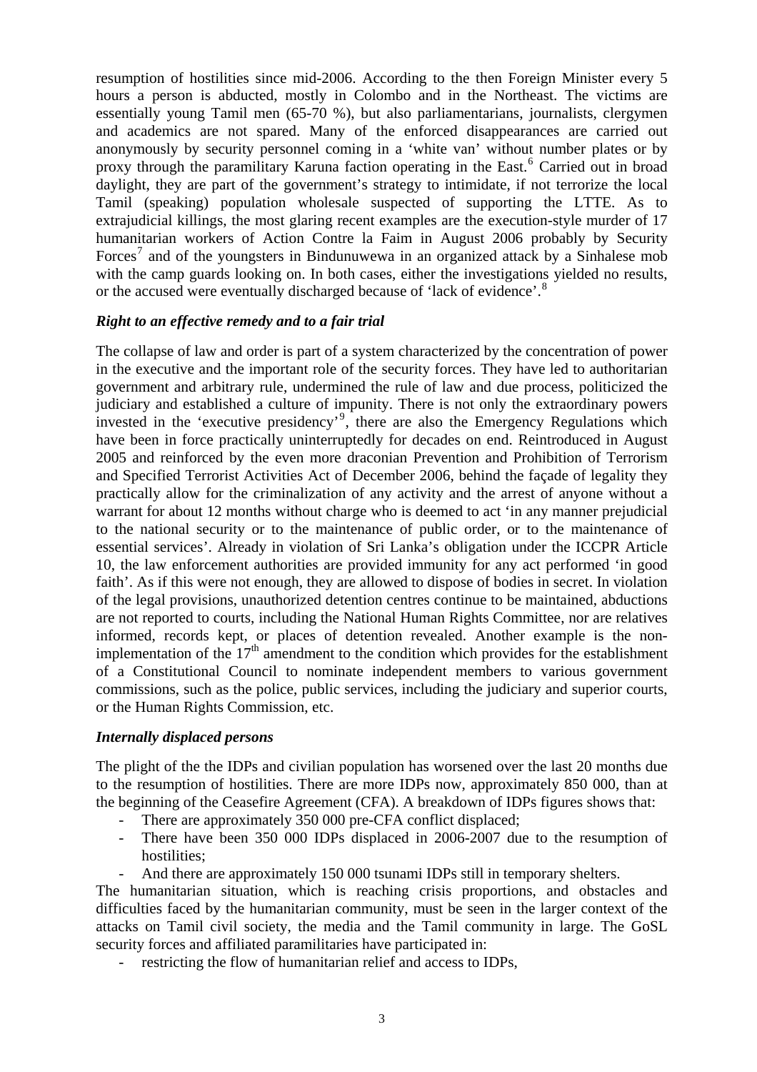resumption of hostilities since mid-2006. According to the then Foreign Minister every 5 hours a person is abducted, mostly in Colombo and in the Northeast. The victims are essentially young Tamil men (65-70 %), but also parliamentarians, journalists, clergymen and academics are not spared. Many of the enforced disappearances are carried out anonymously by security personnel coming in a 'white van' without number plates or by proxy through the paramilitary Karuna faction operating in the East.[6] Carried out in broad daylight, they are part of the government's strategy to intimidate, if not terrorize the local Tamil (speaking) population wholesale suspected of supporting the LTTE. As to extrajudicial killings, the most glaring recent examples are the execution-style murder of 17 humanitarian workers of Action Contre la Faim in August 2006 probably by Security Forces[7] and of the youngsters in Bindunuwewa in an organized attack by a Sinhalese mob with the camp guards looking on. In both cases, either the investigations yielded no results, or the accused were eventually discharged because of 'lack of evidence'.[8]

### *Right to an effective remedy and to a fair trial*

The collapse of law and order is part of a system characterized by the concentration of power in the executive and the important role of the security forces. They have led to authoritarian government and arbitrary rule, undermined the rule of law and due process, politicized the judiciary and established a culture of impunity. There is not only the extraordinary powers invested in the 'executive presidency'[9], there are also the Emergency Regulations which have been in force practically uninterruptedly for decades on end. Reintroduced in August 2005 and reinforced by the even more draconian Prevention and Prohibition of Terrorism and Specified Terrorist Activities Act of December 2006, behind the façade of legality they practically allow for the criminalization of any activity and the arrest of anyone without a warrant for about 12 months without charge who is deemed to act 'in any manner prejudicial to the national security or to the maintenance of public order, or to the maintenance of essential services'. Already in violation of Sri Lanka's obligation under the ICCPR Article 10, the law enforcement authorities are provided immunity for any act performed 'in good faith'. As if this were not enough, they are allowed to dispose of bodies in secret. In violation of the legal provisions, unauthorized detention centres continue to be maintained, abductions are not reported to courts, including the National Human Rights Committee, nor are relatives informed, records kept, or places of detention revealed. Another example is the non-implementation of the 17th amendment to the condition which provides for the establishment of a Constitutional Council to nominate independent members to various government commissions, such as the police, public services, including the judiciary and superior courts, or the Human Rights Commission, etc.

### *Internally displaced persons*

The plight of the the IDPs and civilian population has worsened over the last 20 months due to the resumption of hostilities. There are more IDPs now, approximately 850 000, than at the beginning of the Ceasefire Agreement (CFA). A breakdown of IDPs figures shows that:

- There are approximately 350 000 pre-CFA conflict displaced;
- There have been 350 000 IDPs displaced in 2006-2007 due to the resumption of hostilities;
- And there are approximately 150 000 tsunami IDPs still in temporary shelters.

The humanitarian situation, which is reaching crisis proportions, and obstacles and difficulties faced by the humanitarian community, must be seen in the larger context of the attacks on Tamil civil society, the media and the Tamil community in large. The GoSL security forces and affiliated paramilitaries have participated in:

- restricting the flow of humanitarian relief and access to IDPs,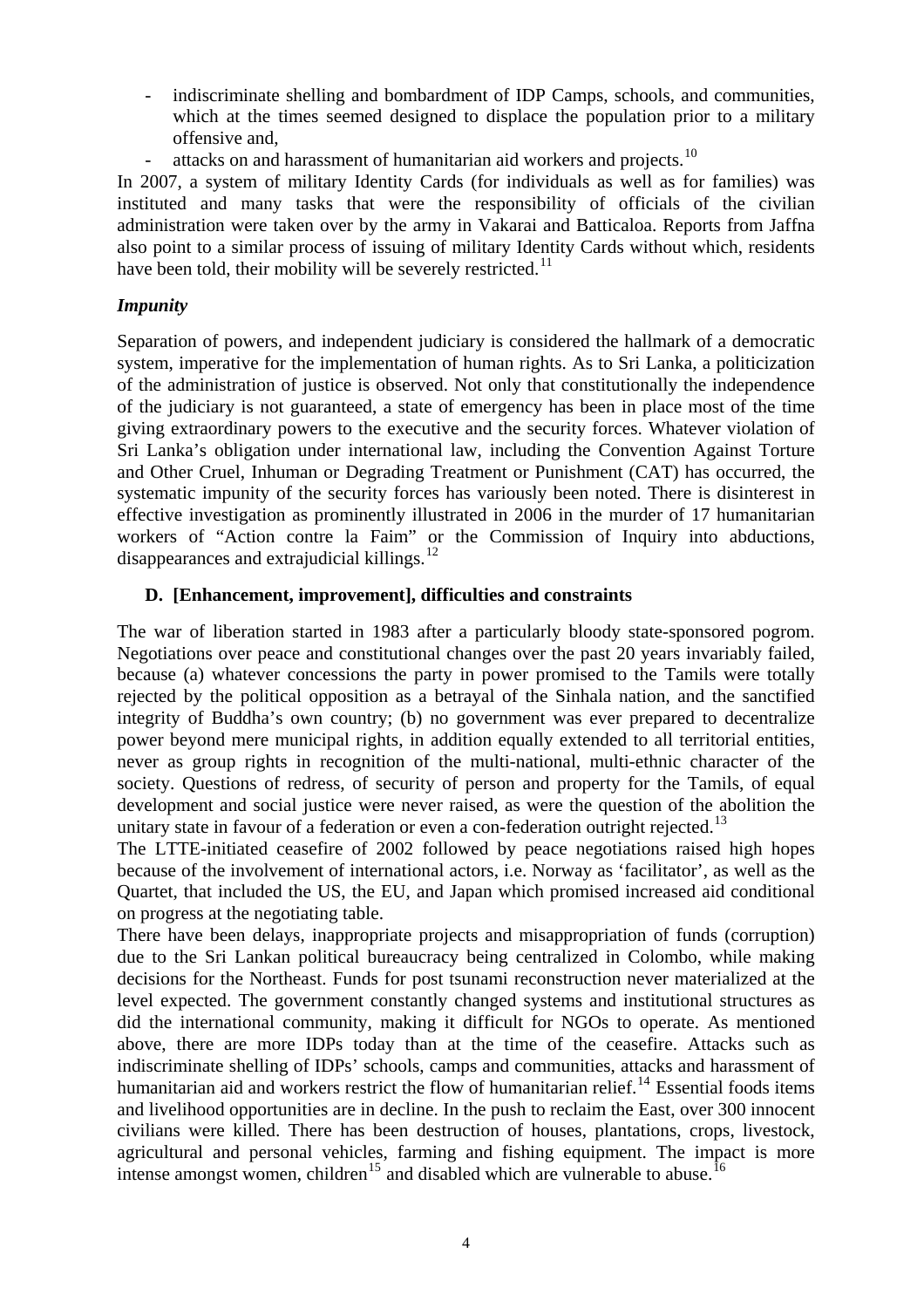- indiscriminate shelling and bombardment of IDP Camps, schools, and communities, which at the times seemed designed to displace the population prior to a military offensive and,
- attacks on and harassment of humanitarian aid workers and projects.[10]

In 2007, a system of military Identity Cards (for individuals as well as for families) was instituted and many tasks that were the responsibility of officials of the civilian administration were taken over by the army in Vakarai and Batticaloa. Reports from Jaffna also point to a similar process of issuing of military Identity Cards without which, residents have been told, their mobility will be severely restricted.[11]

### *Impunity*

Separation of powers, and independent judiciary is considered the hallmark of a democratic system, imperative for the implementation of human rights. As to Sri Lanka, a politicization of the administration of justice is observed. Not only that constitutionally the independence of the judiciary is not guaranteed, a state of emergency has been in place most of the time giving extraordinary powers to the executive and the security forces. Whatever violation of Sri Lanka's obligation under international law, including the Convention Against Torture and Other Cruel, Inhuman or Degrading Treatment or Punishment (CAT) has occurred, the systematic impunity of the security forces has variously been noted. There is disinterest in effective investigation as prominently illustrated in 2006 in the murder of 17 humanitarian workers of "Action contre la Faim" or the Commission of Inquiry into abductions, disappearances and extrajudicial killings.[12]

## D. [Enhancement, improvement], difficulties and constraints

The war of liberation started in 1983 after a particularly bloody state-sponsored pogrom. Negotiations over peace and constitutional changes over the past 20 years invariably failed, because (a) whatever concessions the party in power promised to the Tamils were totally rejected by the political opposition as a betrayal of the Sinhala nation, and the sanctified integrity of Buddha's own country; (b) no government was ever prepared to decentralize power beyond mere municipal rights, in addition equally extended to all territorial entities, never as group rights in recognition of the multi-national, multi-ethnic character of the society. Questions of redress, of security of person and property for the Tamils, of equal development and social justice were never raised, as were the question of the abolition the unitary state in favour of a federation or even a con-federation outright rejected.[13]

The LTTE-initiated ceasefire of 2002 followed by peace negotiations raised high hopes because of the involvement of international actors, i.e. Norway as 'facilitator', as well as the Quartet, that included the US, the EU, and Japan which promised increased aid conditional on progress at the negotiating table.

There have been delays, inappropriate projects and misappropriation of funds (corruption) due to the Sri Lankan political bureaucracy being centralized in Colombo, while making decisions for the Northeast. Funds for post tsunami reconstruction never materialized at the level expected. The government constantly changed systems and institutional structures as did the international community, making it difficult for NGOs to operate. As mentioned above, there are more IDPs today than at the time of the ceasefire. Attacks such as indiscriminate shelling of IDPs' schools, camps and communities, attacks and harassment of humanitarian aid and workers restrict the flow of humanitarian relief.[14] Essential foods items and livelihood opportunities are in decline. In the push to reclaim the East, over 300 innocent civilians were killed. There has been destruction of houses, plantations, crops, livestock, agricultural and personal vehicles, farming and fishing equipment. The impact is more intense amongst women, children[15] and disabled which are vulnerable to abuse.[16]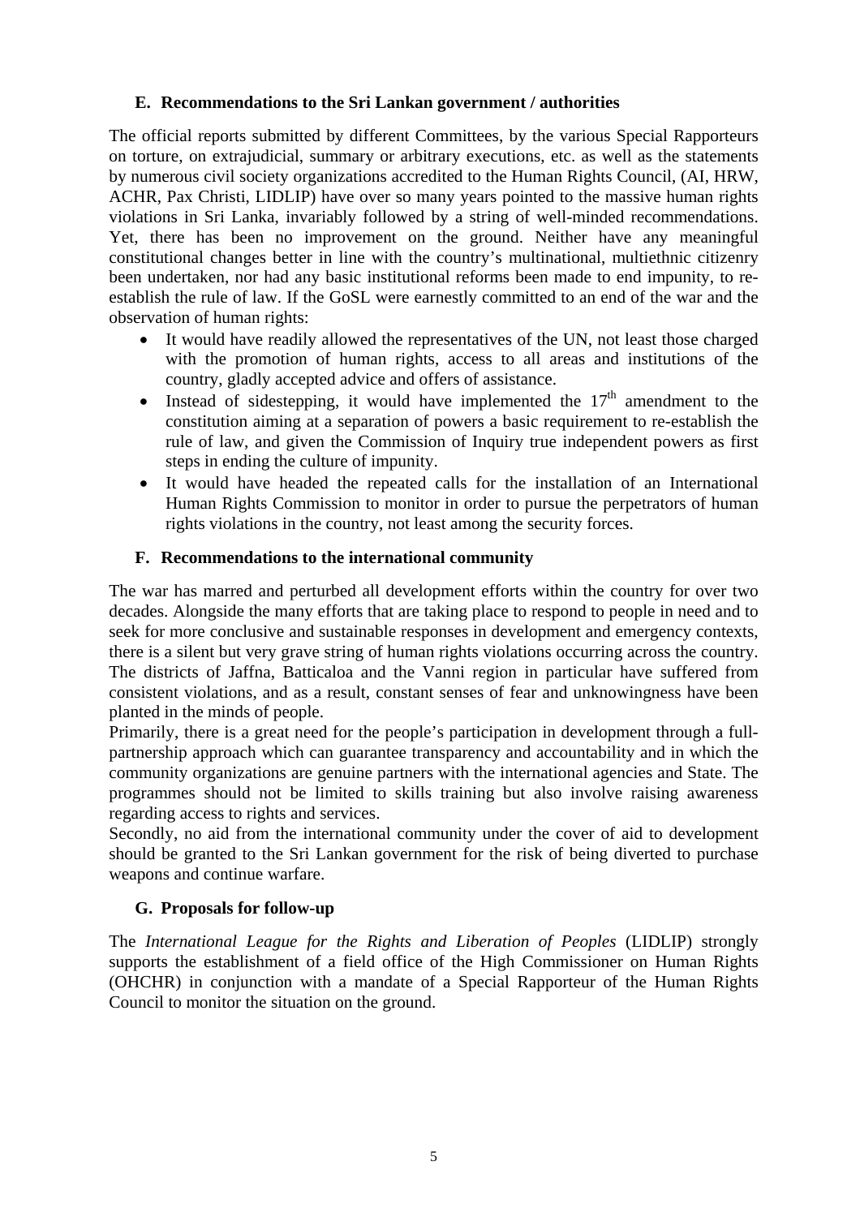### E. Recommendations to the Sri Lankan government / authorities

The official reports submitted by different Committees, by the various Special Rapporteurs on torture, on extrajudicial, summary or arbitrary executions, etc. as well as the statements by numerous civil society organizations accredited to the Human Rights Council, (AI, HRW, ACHR, Pax Christi, LIDLIP) have over so many years pointed to the massive human rights violations in Sri Lanka, invariably followed by a string of well-minded recommendations. Yet, there has been no improvement on the ground. Neither have any meaningful constitutional changes better in line with the country's multinational, multiethnic citizenry been undertaken, nor had any basic institutional reforms been made to end impunity, to re-establish the rule of law. If the GoSL were earnestly committed to an end of the war and the observation of human rights:

- It would have readily allowed the representatives of the UN, not least those charged with the promotion of human rights, access to all areas and institutions of the country, gladly accepted advice and offers of assistance.
- Instead of sidestepping, it would have implemented the 17th amendment to the constitution aiming at a separation of powers a basic requirement to re-establish the rule of law, and given the Commission of Inquiry true independent powers as first steps in ending the culture of impunity.
- It would have headed the repeated calls for the installation of an International Human Rights Commission to monitor in order to pursue the perpetrators of human rights violations in the country, not least among the security forces.

### F. Recommendations to the international community

The war has marred and perturbed all development efforts within the country for over two decades. Alongside the many efforts that are taking place to respond to people in need and to seek for more conclusive and sustainable responses in development and emergency contexts, there is a silent but very grave string of human rights violations occurring across the country. The districts of Jaffna, Batticaloa and the Vanni region in particular have suffered from consistent violations, and as a result, constant senses of fear and unknowingness have been planted in the minds of people.

Primarily, there is a great need for the people's participation in development through a full-partnership approach which can guarantee transparency and accountability and in which the community organizations are genuine partners with the international agencies and State. The programmes should not be limited to skills training but also involve raising awareness regarding access to rights and services.

Secondly, no aid from the international community under the cover of aid to development should be granted to the Sri Lankan government for the risk of being diverted to purchase weapons and continue warfare.

### G. Proposals for follow-up

The *International League for the Rights and Liberation of Peoples* (LIDLIP) strongly supports the establishment of a field office of the High Commissioner on Human Rights (OHCHR) in conjunction with a mandate of a Special Rapporteur of the Human Rights Council to monitor the situation on the ground.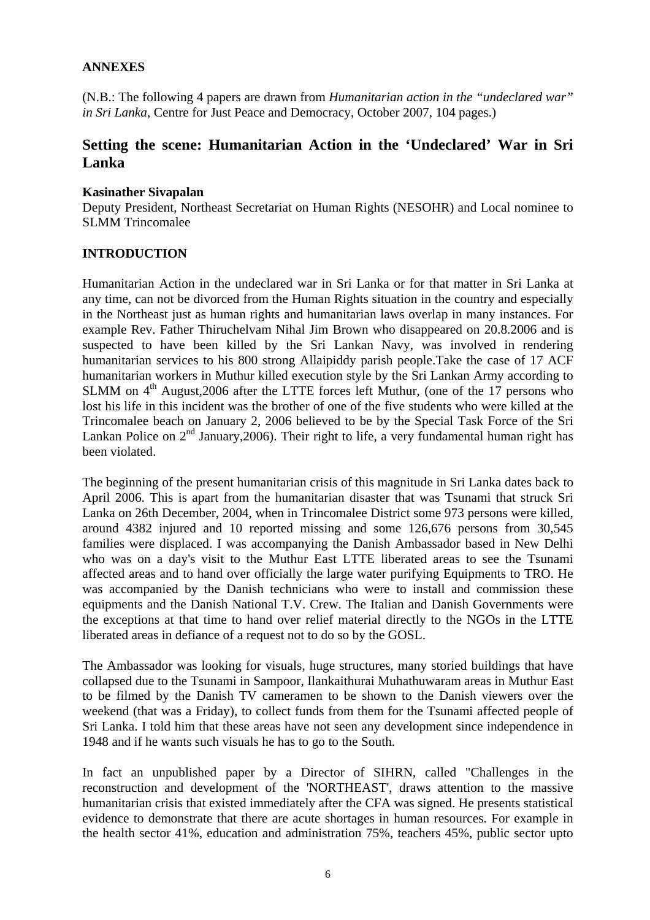**ANNEXES**

(N.B.: The following 4 papers are drawn from *Humanitarian action in the "undeclared war" in Sri Lanka*, Centre for Just Peace and Democracy, October 2007, 104 pages.)

## Setting the scene: Humanitarian Action in the 'Undeclared' War in Sri Lanka

**Kasinather Sivapalan**
Deputy President, Northeast Secretariat on Human Rights (NESOHR) and Local nominee to SLMM Trincomalee

**INTRODUCTION**

Humanitarian Action in the undeclared war in Sri Lanka or for that matter in Sri Lanka at any time, can not be divorced from the Human Rights situation in the country and especially in the Northeast just as human rights and humanitarian laws overlap in many instances. For example Rev. Father Thiruchelvam Nihal Jim Brown who disappeared on 20.8.2006 and is suspected to have been killed by the Sri Lankan Navy, was involved in rendering humanitarian services to his 800 strong Allaipiddy parish people.Take the case of 17 ACF humanitarian workers in Muthur killed execution style by the Sri Lankan Army according to SLMM on 4th August,2006 after the LTTE forces left Muthur, (one of the 17 persons who lost his life in this incident was the brother of one of the five students who were killed at the Trincomalee beach on January 2, 2006 believed to be by the Special Task Force of the Sri Lankan Police on 2nd January,2006). Their right to life, a very fundamental human right has been violated.

The beginning of the present humanitarian crisis of this magnitude in Sri Lanka dates back to April 2006. This is apart from the humanitarian disaster that was Tsunami that struck Sri Lanka on 26th December, 2004, when in Trincomalee District some 973 persons were killed, around 4382 injured and 10 reported missing and some 126,676 persons from 30,545 families were displaced. I was accompanying the Danish Ambassador based in New Delhi who was on a day's visit to the Muthur East LTTE liberated areas to see the Tsunami affected areas and to hand over officially the large water purifying Equipments to TRO. He was accompanied by the Danish technicians who were to install and commission these equipments and the Danish National T.V. Crew. The Italian and Danish Governments were the exceptions at that time to hand over relief material directly to the NGOs in the LTTE liberated areas in defiance of a request not to do so by the GOSL.

The Ambassador was looking for visuals, huge structures, many storied buildings that have collapsed due to the Tsunami in Sampoor, Ilankaithurai Muhathuwaram areas in Muthur East to be filmed by the Danish TV cameramen to be shown to the Danish viewers over the weekend (that was a Friday), to collect funds from them for the Tsunami affected people of Sri Lanka. I told him that these areas have not seen any development since independence in 1948 and if he wants such visuals he has to go to the South.

In fact an unpublished paper by a Director of SIHRN, called "Challenges in the reconstruction and development of the 'NORTHEAST', draws attention to the massive humanitarian crisis that existed immediately after the CFA was signed. He presents statistical evidence to demonstrate that there are acute shortages in human resources. For example in the health sector 41%, education and administration 75%, teachers 45%, public sector upto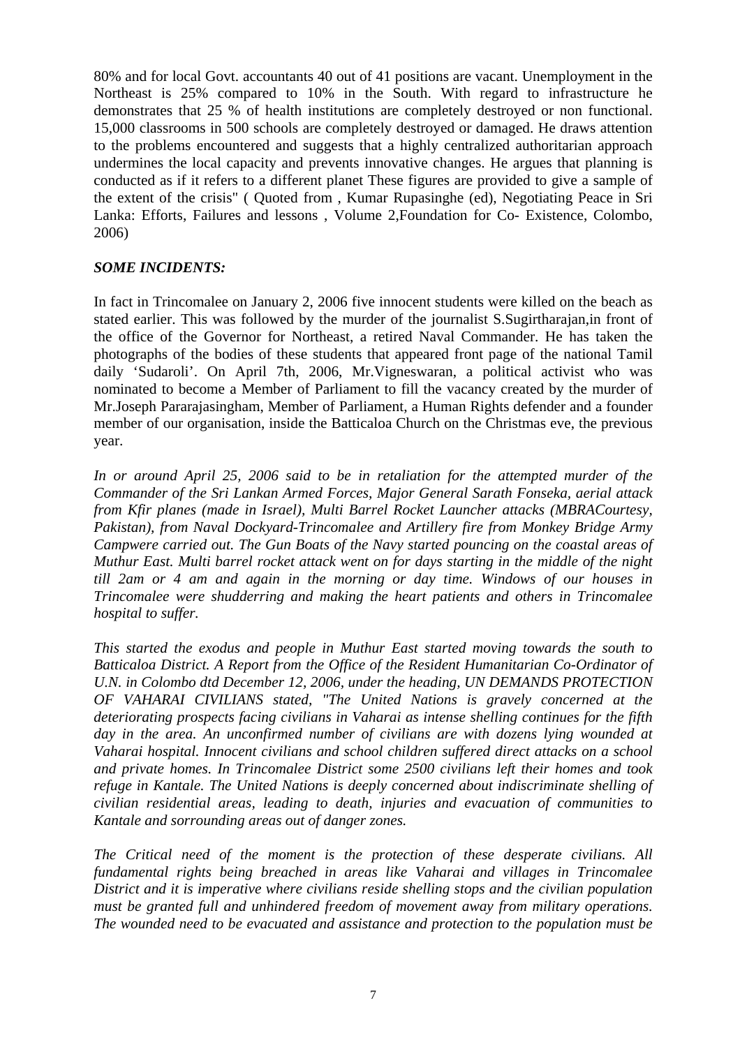80% and for local Govt. accountants 40 out of 41 positions are vacant. Unemployment in the Northeast is 25% compared to 10% in the South. With regard to infrastructure he demonstrates that 25 % of health institutions are completely destroyed or non functional. 15,000 classrooms in 500 schools are completely destroyed or damaged. He draws attention to the problems encountered and suggests that a highly centralized authoritarian approach undermines the local capacity and prevents innovative changes. He argues that planning is conducted as if it refers to a different planet These figures are provided to give a sample of the extent of the crisis" ( Quoted from , Kumar Rupasinghe (ed), Negotiating Peace in Sri Lanka: Efforts, Failures and lessons , Volume 2,Foundation for Co- Existence, Colombo, 2006)

***SOME INCIDENTS:***

In fact in Trincomalee on January 2, 2006 five innocent students were killed on the beach as stated earlier. This was followed by the murder of the journalist S.Sugirtharajan,in front of the office of the Governor for Northeast, a retired Naval Commander. He has taken the photographs of the bodies of these students that appeared front page of the national Tamil daily 'Sudaroli'. On April 7th, 2006, Mr.Vigneswaran, a political activist who was nominated to become a Member of Parliament to fill the vacancy created by the murder of Mr.Joseph Pararajasingham, Member of Parliament, a Human Rights defender and a founder member of our organisation, inside the Batticaloa Church on the Christmas eve, the previous year.

*In or around April 25, 2006 said to be in retaliation for the attempted murder of the Commander of the Sri Lankan Armed Forces, Major General Sarath Fonseka, aerial attack from Kfir planes (made in Israel), Multi Barrel Rocket Launcher attacks (MBRACourtesy, Pakistan), from Naval Dockyard-Trincomalee and Artillery fire from Monkey Bridge Army Campwere carried out. The Gun Boats of the Navy started pouncing on the coastal areas of Muthur East. Multi barrel rocket attack went on for days starting in the middle of the night till 2am or 4 am and again in the morning or day time. Windows of our houses in Trincomalee were shudderring and making the heart patients and others in Trincomalee hospital to suffer.*

*This started the exodus and people in Muthur East started moving towards the south to Batticaloa District. A Report from the Office of the Resident Humanitarian Co-Ordinator of U.N. in Colombo dtd December 12, 2006, under the heading, UN DEMANDS PROTECTION OF VAHARAI CIVILIANS stated, "The United Nations is gravely concerned at the deteriorating prospects facing civilians in Vaharai as intense shelling continues for the fifth day in the area. An unconfirmed number of civilians are with dozens lying wounded at Vaharai hospital. Innocent civilians and school children suffered direct attacks on a school and private homes. In Trincomalee District some 2500 civilians left their homes and took refuge in Kantale. The United Nations is deeply concerned about indiscriminate shelling of civilian residential areas, leading to death, injuries and evacuation of communities to Kantale and sorrounding areas out of danger zones.*

*The Critical need of the moment is the protection of these desperate civilians. All fundamental rights being breached in areas like Vaharai and villages in Trincomalee District and it is imperative where civilians reside shelling stops and the civilian population must be granted full and unhindered freedom of movement away from military operations. The wounded need to be evacuated and assistance and protection to the population must be*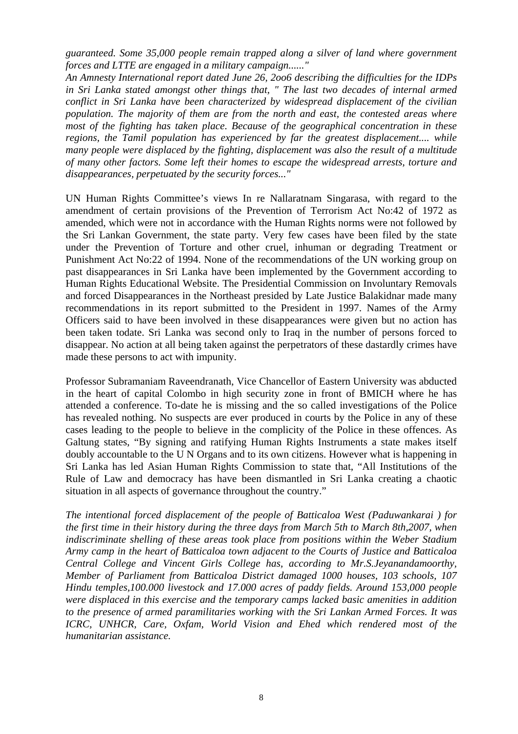*guaranteed. Some 35,000 people remain trapped along a silver of land where government forces and LTTE are engaged in a military campaign......"*

*An Amnesty International report dated June 26, 2oo6 describing the difficulties for the IDPs in Sri Lanka stated amongst other things that, " The last two decades of internal armed conflict in Sri Lanka have been characterized by widespread displacement of the civilian population. The majority of them are from the north and east, the contested areas where most of the fighting has taken place. Because of the geographical concentration in these regions, the Tamil population has experienced by far the greatest displacement.... while many people were displaced by the fighting, displacement was also the result of a multitude of many other factors. Some left their homes to escape the widespread arrests, torture and disappearances, perpetuated by the security forces..."*

UN Human Rights Committee's views In re Nallaratnam Singarasa, with regard to the amendment of certain provisions of the Prevention of Terrorism Act No:42 of 1972 as amended, which were not in accordance with the Human Rights norms were not followed by the Sri Lankan Government, the state party. Very few cases have been filed by the state under the Prevention of Torture and other cruel, inhuman or degrading Treatment or Punishment Act No:22 of 1994. None of the recommendations of the UN working group on past disappearances in Sri Lanka have been implemented by the Government according to Human Rights Educational Website. The Presidential Commission on Involuntary Removals and forced Disappearances in the Northeast presided by Late Justice Balakidnar made many recommendations in its report submitted to the President in 1997. Names of the Army Officers said to have been involved in these disappearances were given but no action has been taken todate. Sri Lanka was second only to Iraq in the number of persons forced to disappear. No action at all being taken against the perpetrators of these dastardly crimes have made these persons to act with impunity.

Professor Subramaniam Raveendranath, Vice Chancellor of Eastern University was abducted in the heart of capital Colombo in high security zone in front of BMICH where he has attended a conference. To-date he is missing and the so called investigations of the Police has revealed nothing. No suspects are ever produced in courts by the Police in any of these cases leading to the people to believe in the complicity of the Police in these offences. As Galtung states, "By signing and ratifying Human Rights Instruments a state makes itself doubly accountable to the U N Organs and to its own citizens. However what is happening in Sri Lanka has led Asian Human Rights Commission to state that, "All Institutions of the Rule of Law and democracy has have been dismantled in Sri Lanka creating a chaotic situation in all aspects of governance throughout the country."

*The intentional forced displacement of the people of Batticaloa West (Paduwankarai ) for the first time in their history during the three days from March 5th to March 8th,2007, when indiscriminate shelling of these areas took place from positions within the Weber Stadium Army camp in the heart of Batticaloa town adjacent to the Courts of Justice and Batticaloa Central College and Vincent Girls College has, according to Mr.S.Jeyanandamoorthy, Member of Parliament from Batticaloa District damaged 1000 houses, 103 schools, 107 Hindu temples,100.000 livestock and 17.000 acres of paddy fields. Around 153,000 people were displaced in this exercise and the temporary camps lacked basic amenities in addition to the presence of armed paramilitaries working with the Sri Lankan Armed Forces. It was ICRC, UNHCR, Care, Oxfam, World Vision and Ehed which rendered most of the humanitarian assistance.*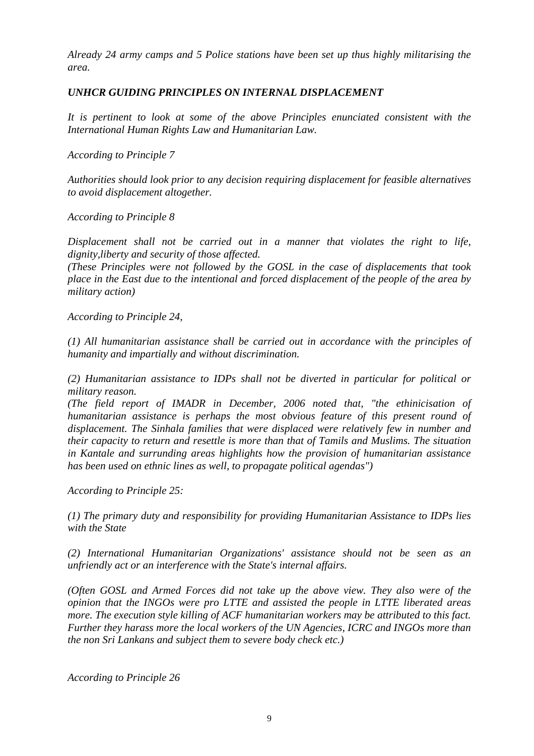*Already 24 army camps and 5 Police stations have been set up thus highly militarising the area.*

***UNHCR GUIDING PRINCIPLES ON INTERNAL DISPLACEMENT***

*It is pertinent to look at some of the above Principles enunciated consistent with the International Human Rights Law and Humanitarian Law.*

*According to Principle 7*

*Authorities should look prior to any decision requiring displacement for feasible alternatives to avoid displacement altogether.*

*According to Principle 8*

*Displacement shall not be carried out in a manner that violates the right to life, dignity,liberty and security of those affected.*
*(These Principles were not followed by the GOSL in the case of displacements that took place in the East due to the intentional and forced displacement of the people of the area by military action)*

*According to Principle 24,*

*(1) All humanitarian assistance shall be carried out in accordance with the principles of humanity and impartially and without discrimination.*

*(2) Humanitarian assistance to IDPs shall not be diverted in particular for political or military reason.*
*(The field report of IMADR in December, 2006 noted that, "the ethinicisation of humanitarian assistance is perhaps the most obvious feature of this present round of displacement. The Sinhala families that were displaced were relatively few in number and their capacity to return and resettle is more than that of Tamils and Muslims. The situation in Kantale and surrunding areas highlights how the provision of humanitarian assistance has been used on ethnic lines as well, to propagate political agendas")*

*According to Principle 25:*

*(1) The primary duty and responsibility for providing Humanitarian Assistance to IDPs lies with the State*

*(2) International Humanitarian Organizations' assistance should not be seen as an unfriendly act or an interference with the State's internal affairs.*

*(Often GOSL and Armed Forces did not take up the above view. They also were of the opinion that the INGOs were pro LTTE and assisted the people in LTTE liberated areas more. The execution style killing of ACF humanitarian workers may be attributed to this fact. Further they harass more the local workers of the UN Agencies, ICRC and INGOs more than the non Sri Lankans and subject them to severe body check etc.)*

*According to Principle 26*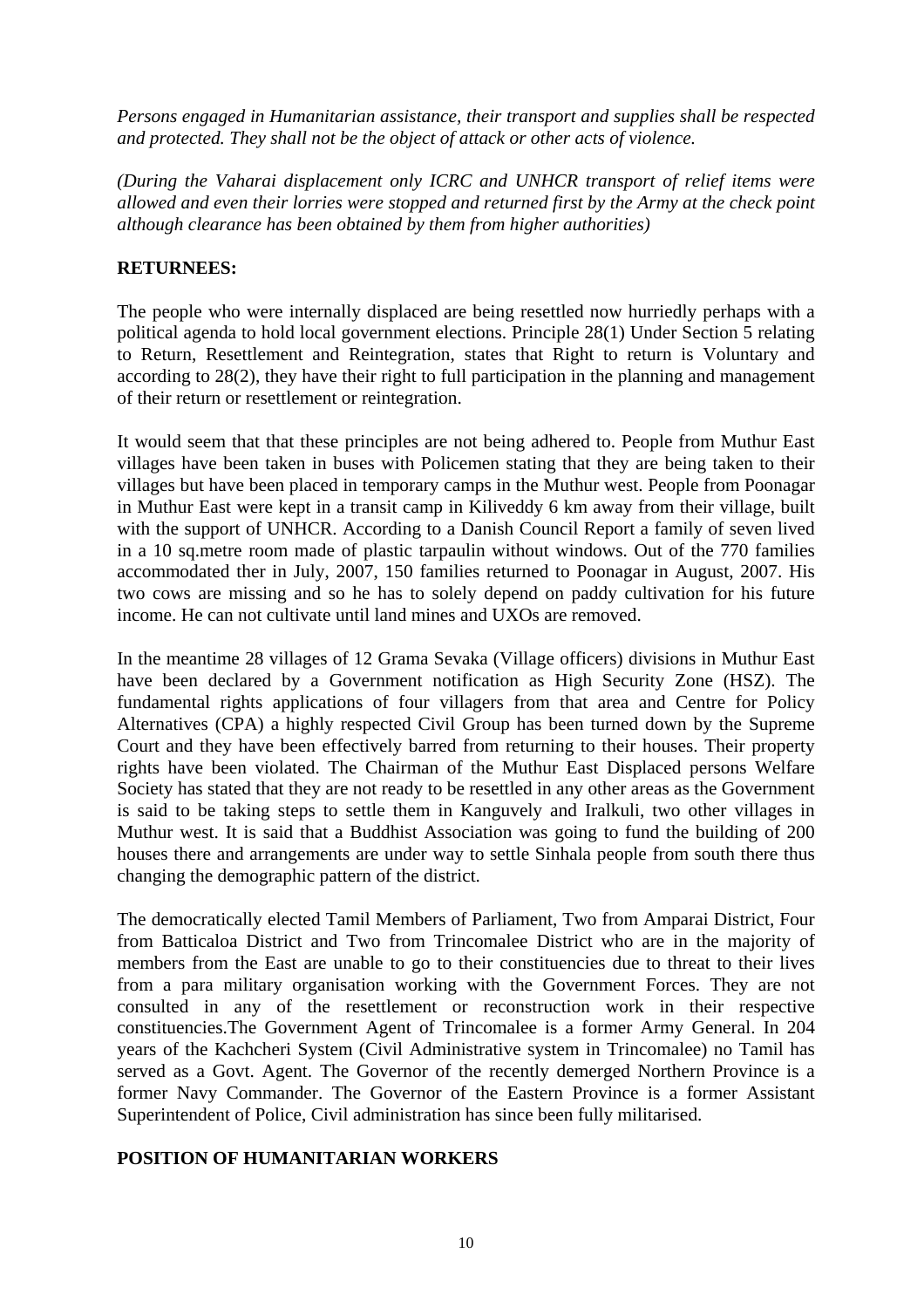*Persons engaged in Humanitarian assistance, their transport and supplies shall be respected and protected. They shall not be the object of attack or other acts of violence.*

*(During the Vaharai displacement only ICRC and UNHCR transport of relief items were allowed and even their lorries were stopped and returned first by the Army at the check point although clearance has been obtained by them from higher authorities)*

**RETURNEES:**

The people who were internally displaced are being resettled now hurriedly perhaps with a political agenda to hold local government elections. Principle 28(1) Under Section 5 relating to Return, Resettlement and Reintegration, states that Right to return is Voluntary and according to 28(2), they have their right to full participation in the planning and management of their return or resettlement or reintegration.

It would seem that that these principles are not being adhered to. People from Muthur East villages have been taken in buses with Policemen stating that they are being taken to their villages but have been placed in temporary camps in the Muthur west. People from Poonagar in Muthur East were kept in a transit camp in Kiliveddy 6 km away from their village, built with the support of UNHCR. According to a Danish Council Report a family of seven lived in a 10 sq.metre room made of plastic tarpaulin without windows. Out of the 770 families accommodated ther in July, 2007, 150 families returned to Poonagar in August, 2007. His two cows are missing and so he has to solely depend on paddy cultivation for his future income. He can not cultivate until land mines and UXOs are removed.

In the meantime 28 villages of 12 Grama Sevaka (Village officers) divisions in Muthur East have been declared by a Government notification as High Security Zone (HSZ). The fundamental rights applications of four villagers from that area and Centre for Policy Alternatives (CPA) a highly respected Civil Group has been turned down by the Supreme Court and they have been effectively barred from returning to their houses. Their property rights have been violated. The Chairman of the Muthur East Displaced persons Welfare Society has stated that they are not ready to be resettled in any other areas as the Government is said to be taking steps to settle them in Kanguvely and Iralkuli, two other villages in Muthur west. It is said that a Buddhist Association was going to fund the building of 200 houses there and arrangements are under way to settle Sinhala people from south there thus changing the demographic pattern of the district.

The democratically elected Tamil Members of Parliament, Two from Amparai District, Four from Batticaloa District and Two from Trincomalee District who are in the majority of members from the East are unable to go to their constituencies due to threat to their lives from a para military organisation working with the Government Forces. They are not consulted in any of the resettlement or reconstruction work in their respective constituencies.The Government Agent of Trincomalee is a former Army General. In 204 years of the Kachcheri System (Civil Administrative system in Trincomalee) no Tamil has served as a Govt. Agent. The Governor of the recently demerged Northern Province is a former Navy Commander. The Governor of the Eastern Province is a former Assistant Superintendent of Police, Civil administration has since been fully militarised.

**POSITION OF HUMANITARIAN WORKERS**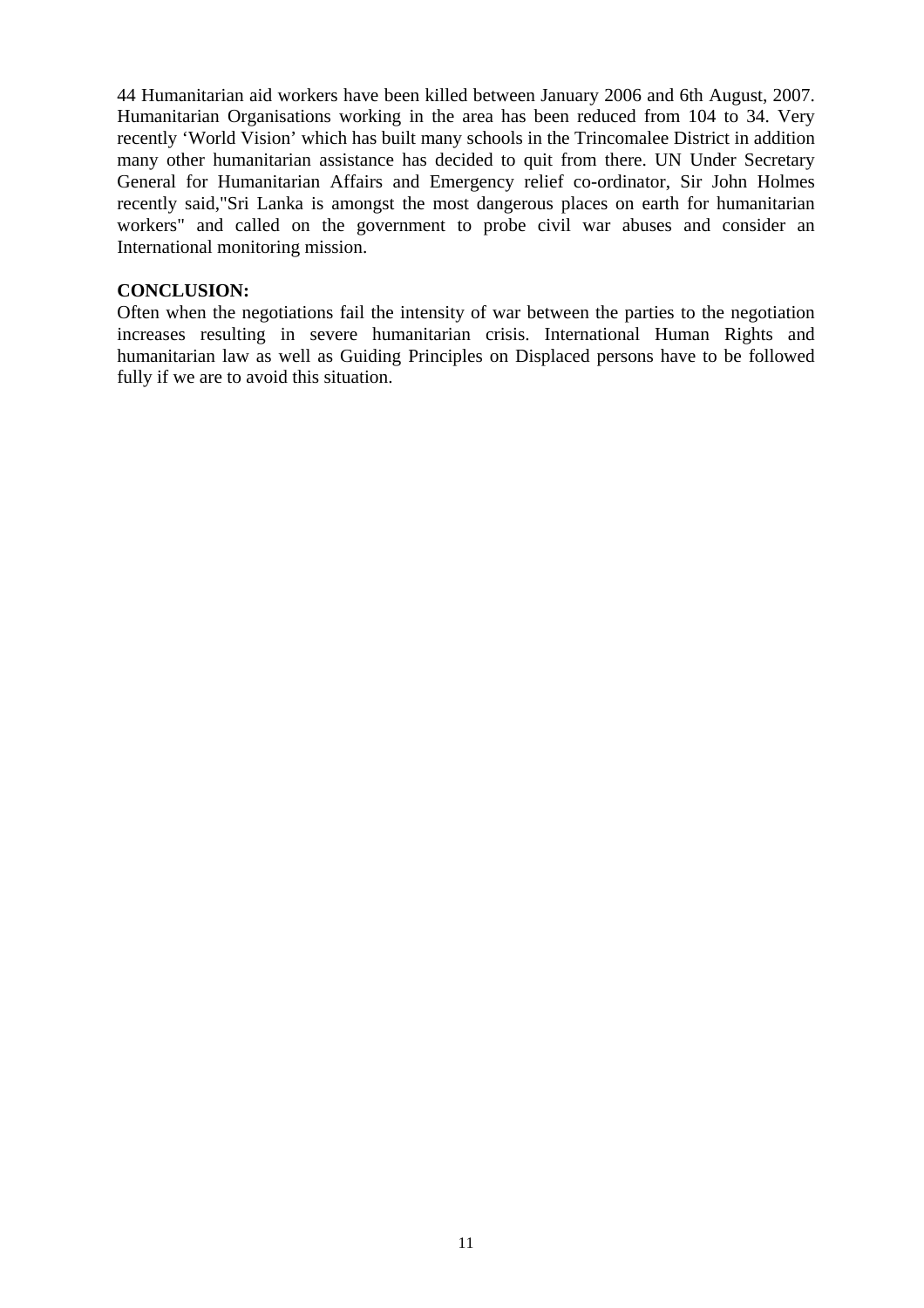44 Humanitarian aid workers have been killed between January 2006 and 6th August, 2007. Humanitarian Organisations working in the area has been reduced from 104 to 34. Very recently 'World Vision' which has built many schools in the Trincomalee District in addition many other humanitarian assistance has decided to quit from there. UN Under Secretary General for Humanitarian Affairs and Emergency relief co-ordinator, Sir John Holmes recently said,"Sri Lanka is amongst the most dangerous places on earth for humanitarian workers" and called on the government to probe civil war abuses and consider an International monitoring mission.

**CONCLUSION:**

Often when the negotiations fail the intensity of war between the parties to the negotiation increases resulting in severe humanitarian crisis. International Human Rights and humanitarian law as well as Guiding Principles on Displaced persons have to be followed fully if we are to avoid this situation.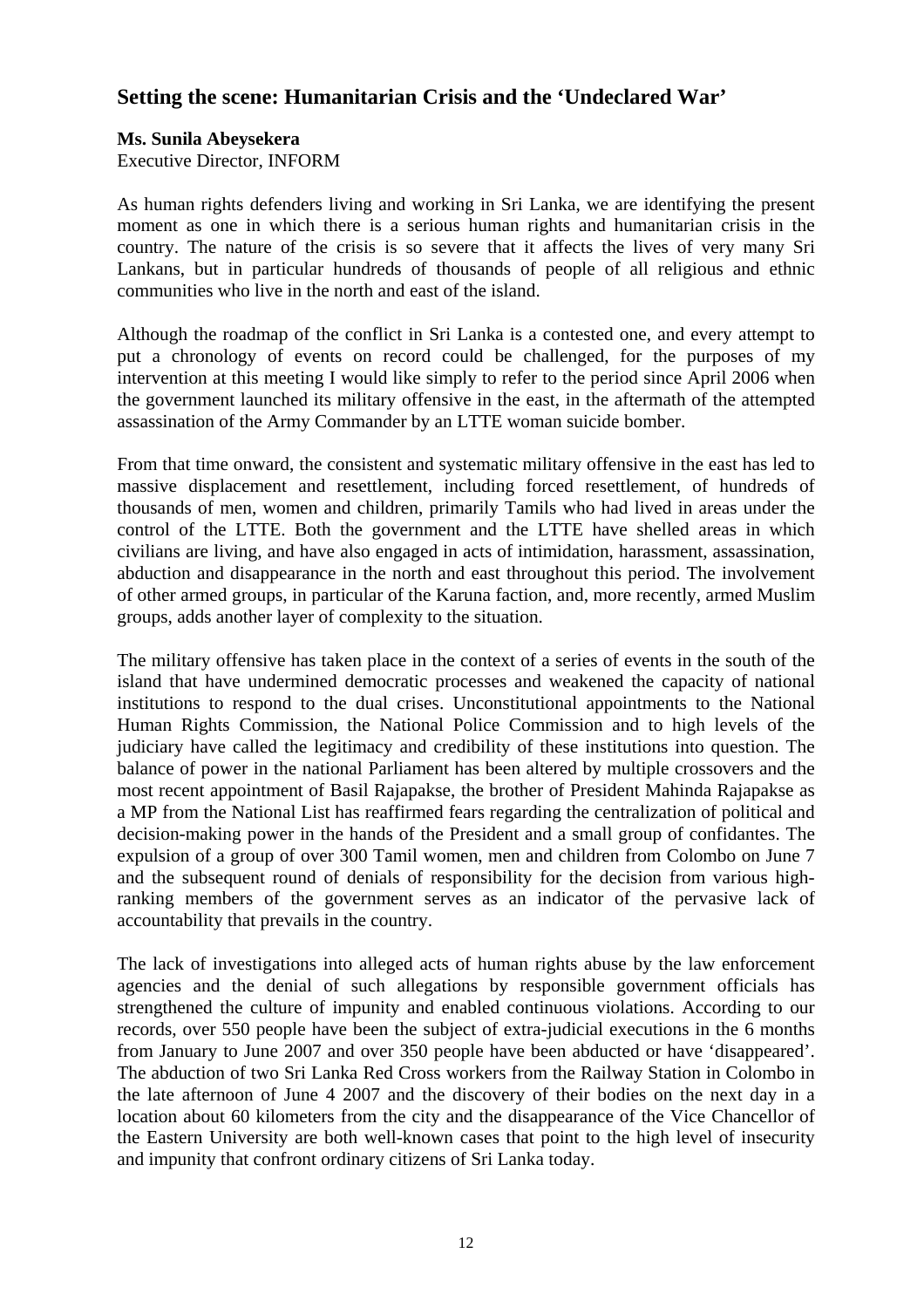## Setting the scene: Humanitarian Crisis and the 'Undeclared War'

**Ms. Sunila Abeysekera**
Executive Director, INFORM

As human rights defenders living and working in Sri Lanka, we are identifying the present moment as one in which there is a serious human rights and humanitarian crisis in the country. The nature of the crisis is so severe that it affects the lives of very many Sri Lankans, but in particular hundreds of thousands of people of all religious and ethnic communities who live in the north and east of the island.

Although the roadmap of the conflict in Sri Lanka is a contested one, and every attempt to put a chronology of events on record could be challenged, for the purposes of my intervention at this meeting I would like simply to refer to the period since April 2006 when the government launched its military offensive in the east, in the aftermath of the attempted assassination of the Army Commander by an LTTE woman suicide bomber.

From that time onward, the consistent and systematic military offensive in the east has led to massive displacement and resettlement, including forced resettlement, of hundreds of thousands of men, women and children, primarily Tamils who had lived in areas under the control of the LTTE. Both the government and the LTTE have shelled areas in which civilians are living, and have also engaged in acts of intimidation, harassment, assassination, abduction and disappearance in the north and east throughout this period. The involvement of other armed groups, in particular of the Karuna faction, and, more recently, armed Muslim groups, adds another layer of complexity to the situation.

The military offensive has taken place in the context of a series of events in the south of the island that have undermined democratic processes and weakened the capacity of national institutions to respond to the dual crises. Unconstitutional appointments to the National Human Rights Commission, the National Police Commission and to high levels of the judiciary have called the legitimacy and credibility of these institutions into question. The balance of power in the national Parliament has been altered by multiple crossovers and the most recent appointment of Basil Rajapakse, the brother of President Mahinda Rajapakse as a MP from the National List has reaffirmed fears regarding the centralization of political and decision-making power in the hands of the President and a small group of confidantes. The expulsion of a group of over 300 Tamil women, men and children from Colombo on June 7 and the subsequent round of denials of responsibility for the decision from various high-ranking members of the government serves as an indicator of the pervasive lack of accountability that prevails in the country.

The lack of investigations into alleged acts of human rights abuse by the law enforcement agencies and the denial of such allegations by responsible government officials has strengthened the culture of impunity and enabled continuous violations. According to our records, over 550 people have been the subject of extra-judicial executions in the 6 months from January to June 2007 and over 350 people have been abducted or have 'disappeared'. The abduction of two Sri Lanka Red Cross workers from the Railway Station in Colombo in the late afternoon of June 4 2007 and the discovery of their bodies on the next day in a location about 60 kilometers from the city and the disappearance of the Vice Chancellor of the Eastern University are both well-known cases that point to the high level of insecurity and impunity that confront ordinary citizens of Sri Lanka today.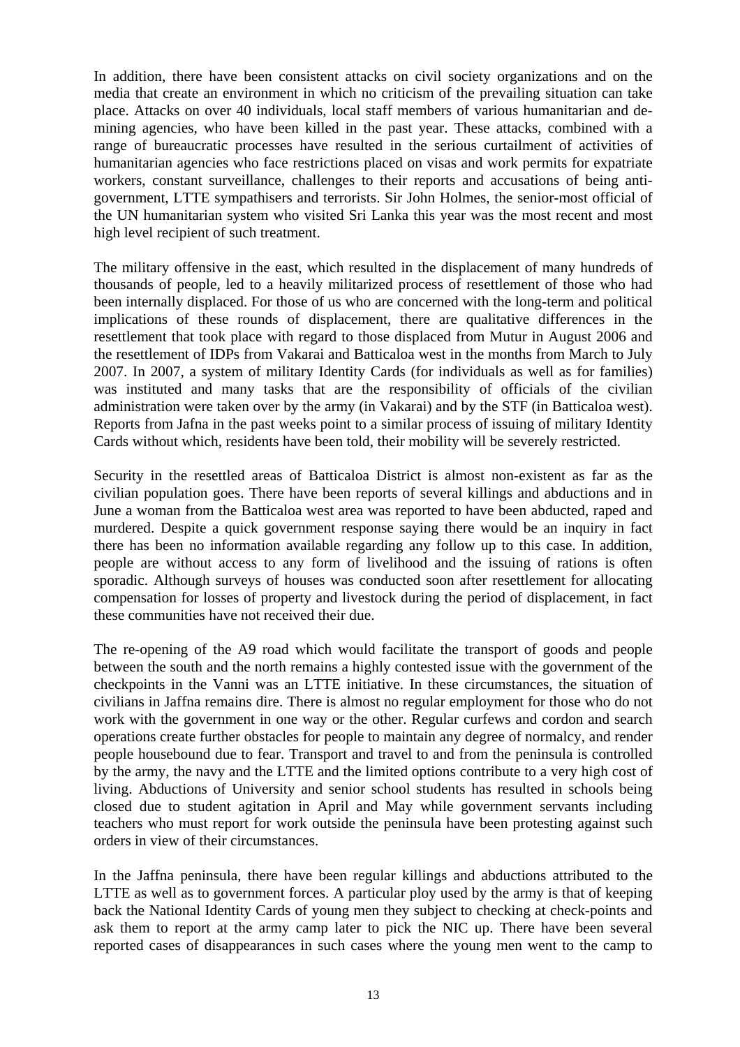In addition, there have been consistent attacks on civil society organizations and on the media that create an environment in which no criticism of the prevailing situation can take place. Attacks on over 40 individuals, local staff members of various humanitarian and de-mining agencies, who have been killed in the past year. These attacks, combined with a range of bureaucratic processes have resulted in the serious curtailment of activities of humanitarian agencies who face restrictions placed on visas and work permits for expatriate workers, constant surveillance, challenges to their reports and accusations of being anti-government, LTTE sympathisers and terrorists. Sir John Holmes, the senior-most official of the UN humanitarian system who visited Sri Lanka this year was the most recent and most high level recipient of such treatment.

The military offensive in the east, which resulted in the displacement of many hundreds of thousands of people, led to a heavily militarized process of resettlement of those who had been internally displaced. For those of us who are concerned with the long-term and political implications of these rounds of displacement, there are qualitative differences in the resettlement that took place with regard to those displaced from Mutur in August 2006 and the resettlement of IDPs from Vakarai and Batticaloa west in the months from March to July 2007. In 2007, a system of military Identity Cards (for individuals as well as for families) was instituted and many tasks that are the responsibility of officials of the civilian administration were taken over by the army (in Vakarai) and by the STF (in Batticaloa west). Reports from Jafna in the past weeks point to a similar process of issuing of military Identity Cards without which, residents have been told, their mobility will be severely restricted.

Security in the resettled areas of Batticaloa District is almost non-existent as far as the civilian population goes. There have been reports of several killings and abductions and in June a woman from the Batticaloa west area was reported to have been abducted, raped and murdered. Despite a quick government response saying there would be an inquiry in fact there has been no information available regarding any follow up to this case. In addition, people are without access to any form of livelihood and the issuing of rations is often sporadic. Although surveys of houses was conducted soon after resettlement for allocating compensation for losses of property and livestock during the period of displacement, in fact these communities have not received their due.

The re-opening of the A9 road which would facilitate the transport of goods and people between the south and the north remains a highly contested issue with the government of the checkpoints in the Vanni was an LTTE initiative. In these circumstances, the situation of civilians in Jaffna remains dire. There is almost no regular employment for those who do not work with the government in one way or the other. Regular curfews and cordon and search operations create further obstacles for people to maintain any degree of normalcy, and render people housebound due to fear. Transport and travel to and from the peninsula is controlled by the army, the navy and the LTTE and the limited options contribute to a very high cost of living. Abductions of University and senior school students has resulted in schools being closed due to student agitation in April and May while government servants including teachers who must report for work outside the peninsula have been protesting against such orders in view of their circumstances.

In the Jaffna peninsula, there have been regular killings and abductions attributed to the LTTE as well as to government forces. A particular ploy used by the army is that of keeping back the National Identity Cards of young men they subject to checking at check-points and ask them to report at the army camp later to pick the NIC up. There have been several reported cases of disappearances in such cases where the young men went to the camp to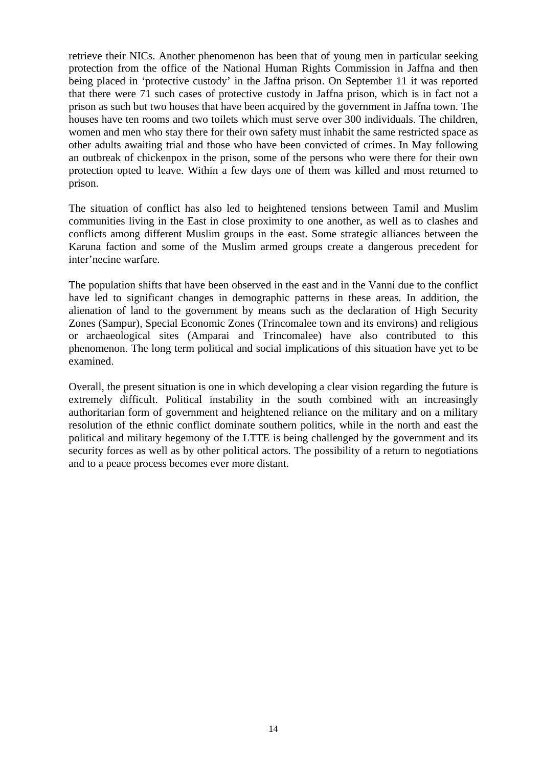retrieve their NICs. Another phenomenon has been that of young men in particular seeking protection from the office of the National Human Rights Commission in Jaffna and then being placed in 'protective custody' in the Jaffna prison. On September 11 it was reported that there were 71 such cases of protective custody in Jaffna prison, which is in fact not a prison as such but two houses that have been acquired by the government in Jaffna town. The houses have ten rooms and two toilets which must serve over 300 individuals. The children, women and men who stay there for their own safety must inhabit the same restricted space as other adults awaiting trial and those who have been convicted of crimes. In May following an outbreak of chickenpox in the prison, some of the persons who were there for their own protection opted to leave. Within a few days one of them was killed and most returned to prison.

The situation of conflict has also led to heightened tensions between Tamil and Muslim communities living in the East in close proximity to one another, as well as to clashes and conflicts among different Muslim groups in the east. Some strategic alliances between the Karuna faction and some of the Muslim armed groups create a dangerous precedent for inter'necine warfare.

The population shifts that have been observed in the east and in the Vanni due to the conflict have led to significant changes in demographic patterns in these areas. In addition, the alienation of land to the government by means such as the declaration of High Security Zones (Sampur), Special Economic Zones (Trincomalee town and its environs) and religious or archaeological sites (Amparai and Trincomalee) have also contributed to this phenomenon. The long term political and social implications of this situation have yet to be examined.

Overall, the present situation is one in which developing a clear vision regarding the future is extremely difficult. Political instability in the south combined with an increasingly authoritarian form of government and heightened reliance on the military and on a military resolution of the ethnic conflict dominate southern politics, while in the north and east the political and military hegemony of the LTTE is being challenged by the government and its security forces as well as by other political actors. The possibility of a return to negotiations and to a peace process becomes ever more distant.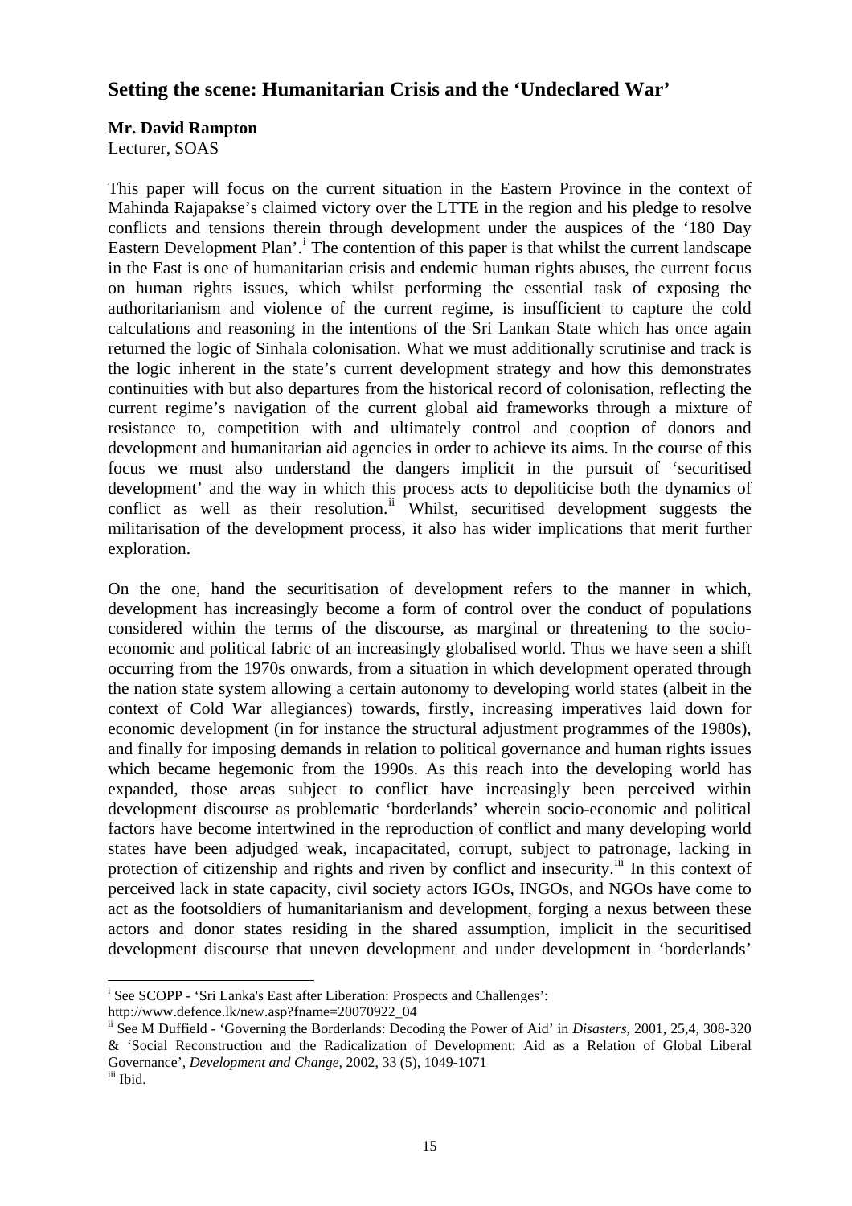## Setting the scene: Humanitarian Crisis and the 'Undeclared War'

**Mr. David Rampton**
Lecturer, SOAS

This paper will focus on the current situation in the Eastern Province in the context of Mahinda Rajapakse's claimed victory over the LTTE in the region and his pledge to resolve conflicts and tensions therein through development under the auspices of the '180 Day Eastern Development Plan'.[i] The contention of this paper is that whilst the current landscape in the East is one of humanitarian crisis and endemic human rights abuses, the current focus on human rights issues, which whilst performing the essential task of exposing the authoritarianism and violence of the current regime, is insufficient to capture the cold calculations and reasoning in the intentions of the Sri Lankan State which has once again returned the logic of Sinhala colonisation. What we must additionally scrutinise and track is the logic inherent in the state's current development strategy and how this demonstrates continuities with but also departures from the historical record of colonisation, reflecting the current regime's navigation of the current global aid frameworks through a mixture of resistance to, competition with and ultimately control and cooption of donors and development and humanitarian aid agencies in order to achieve its aims. In the course of this focus we must also understand the dangers implicit in the pursuit of 'securitised development' and the way in which this process acts to depoliticise both the dynamics of conflict as well as their resolution.[ii] Whilst, securitised development suggests the militarisation of the development process, it also has wider implications that merit further exploration.

On the one, hand the securitisation of development refers to the manner in which, development has increasingly become a form of control over the conduct of populations considered within the terms of the discourse, as marginal or threatening to the socio-economic and political fabric of an increasingly globalised world. Thus we have seen a shift occurring from the 1970s onwards, from a situation in which development operated through the nation state system allowing a certain autonomy to developing world states (albeit in the context of Cold War allegiances) towards, firstly, increasing imperatives laid down for economic development (in for instance the structural adjustment programmes of the 1980s), and finally for imposing demands in relation to political governance and human rights issues which became hegemonic from the 1990s. As this reach into the developing world has expanded, those areas subject to conflict have increasingly been perceived within development discourse as problematic 'borderlands' wherein socio-economic and political factors have become intertwined in the reproduction of conflict and many developing world states have been adjudged weak, incapacitated, corrupt, subject to patronage, lacking in protection of citizenship and rights and riven by conflict and insecurity.[iii] In this context of perceived lack in state capacity, civil society actors IGOs, INGOs, and NGOs have come to act as the footsoldiers of humanitarianism and development, forging a nexus between these actors and donor states residing in the shared assumption, implicit in the securitised development discourse that uneven development and under development in 'borderlands'

---

[i] See SCOPP - 'Sri Lanka's East after Liberation: Prospects and Challenges': http://www.defence.lk/new.asp?fname=20070922_04

[ii] See M Duffield - 'Governing the Borderlands: Decoding the Power of Aid' in *Disasters*, 2001, 25,4, 308-320 & 'Social Reconstruction and the Radicalization of Development: Aid as a Relation of Global Liberal Governance', *Development and Change*, 2002, 33 (5), 1049-1071

[iii] Ibid.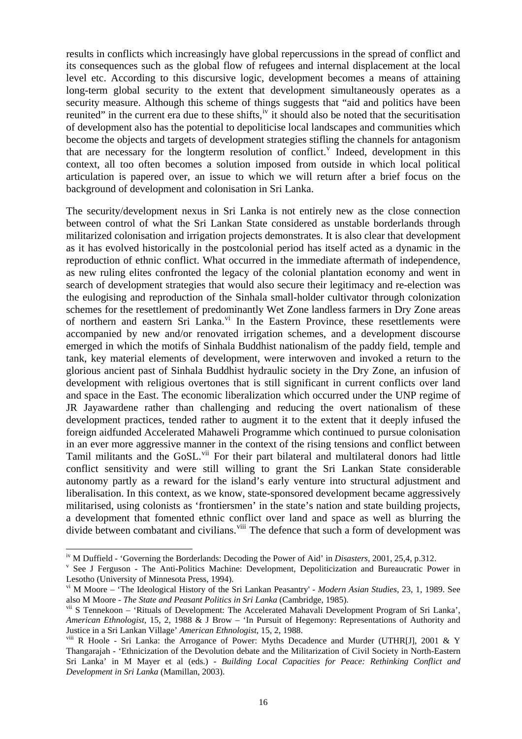results in conflicts which increasingly have global repercussions in the spread of conflict and its consequences such as the global flow of refugees and internal displacement at the local level etc. According to this discursive logic, development becomes a means of attaining long-term global security to the extent that development simultaneously operates as a security measure. Although this scheme of things suggests that "aid and politics have been reunited" in the current era due to these shifts,[iv] it should also be noted that the securitisation of development also has the potential to depoliticise local landscapes and communities which become the objects and targets of development strategies stifling the channels for antagonism that are necessary for the longterm resolution of conflict.[v] Indeed, development in this context, all too often becomes a solution imposed from outside in which local political articulation is papered over, an issue to which we will return after a brief focus on the background of development and colonisation in Sri Lanka.

The security/development nexus in Sri Lanka is not entirely new as the close connection between control of what the Sri Lankan State considered as unstable borderlands through militarized colonisation and irrigation projects demonstrates. It is also clear that development as it has evolved historically in the postcolonial period has itself acted as a dynamic in the reproduction of ethnic conflict. What occurred in the immediate aftermath of independence, as new ruling elites confronted the legacy of the colonial plantation economy and went in search of development strategies that would also secure their legitimacy and re-election was the eulogising and reproduction of the Sinhala small-holder cultivator through colonization schemes for the resettlement of predominantly Wet Zone landless farmers in Dry Zone areas of northern and eastern Sri Lanka.[vi] In the Eastern Province, these resettlements were accompanied by new and/or renovated irrigation schemes, and a development discourse emerged in which the motifs of Sinhala Buddhist nationalism of the paddy field, temple and tank, key material elements of development, were interwoven and invoked a return to the glorious ancient past of Sinhala Buddhist hydraulic society in the Dry Zone, an infusion of development with religious overtones that is still significant in current conflicts over land and space in the East. The economic liberalization which occurred under the UNP regime of JR Jayawardene rather than challenging and reducing the overt nationalism of these development practices, tended rather to augment it to the extent that it deeply infused the foreign aidfunded Accelerated Mahaweli Programme which continued to pursue colonisation in an ever more aggressive manner in the context of the rising tensions and conflict between Tamil militants and the GoSL.[vii] For their part bilateral and multilateral donors had little conflict sensitivity and were still willing to grant the Sri Lankan State considerable autonomy partly as a reward for the island's early venture into structural adjustment and liberalisation. In this context, as we know, state-sponsored development became aggressively militarised, using colonists as 'frontiersmen' in the state's nation and state building projects, a development that fomented ethnic conflict over land and space as well as blurring the divide between combatant and civilians.[viii] The defence that such a form of development was

---

[iv] M Duffield - 'Governing the Borderlands: Decoding the Power of Aid' in *Disasters*, 2001, 25,4, p.312.

[v] See J Ferguson - The Anti-Politics Machine: Development, Depoliticization and Bureaucratic Power in Lesotho (University of Minnesota Press, 1994).

[vi] M Moore – 'The Ideological History of the Sri Lankan Peasantry' - *Modern Asian Studies*, 23, 1, 1989. See also M Moore - *The State and Peasant Politics in Sri Lanka* (Cambridge, 1985).

[vii] S Tennekoon – 'Rituals of Development: The Accelerated Mahavali Development Program of Sri Lanka', *American Ethnologist*, 15, 2, 1988 & J Brow – 'In Pursuit of Hegemony: Representations of Authority and Justice in a Sri Lankan Village' *American Ethnologist*, 15, 2, 1988.

[viii] R Hoole - Sri Lanka: the Arrogance of Power: Myths Decadence and Murder (UTHR[J], 2001 & Y Thangarajah - 'Ethnicization of the Devolution debate and the Militarization of Civil Society in North-Eastern Sri Lanka' in M Mayer et al (eds.) - *Building Local Capacities for Peace: Rethinking Conflict and Development in Sri Lanka* (Mamillan, 2003).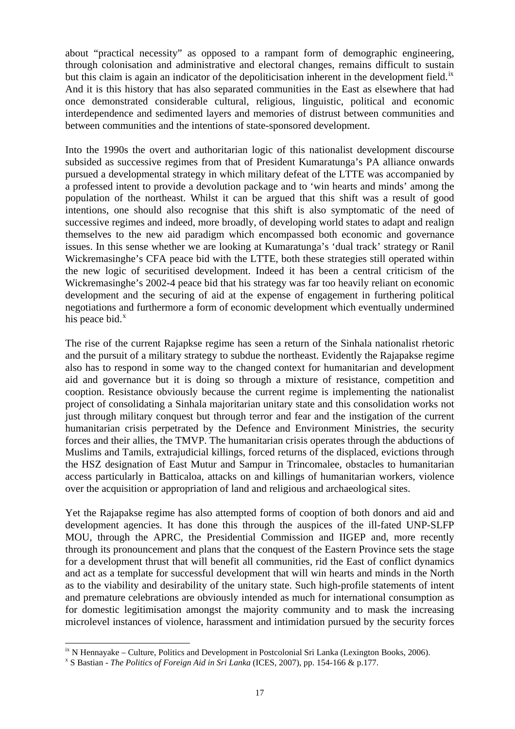about "practical necessity" as opposed to a rampant form of demographic engineering, through colonisation and administrative and electoral changes, remains difficult to sustain but this claim is again an indicator of the depoliticisation inherent in the development field.[ix] And it is this history that has also separated communities in the East as elsewhere that had once demonstrated considerable cultural, religious, linguistic, political and economic interdependence and sedimented layers and memories of distrust between communities and between communities and the intentions of state-sponsored development.

Into the 1990s the overt and authoritarian logic of this nationalist development discourse subsided as successive regimes from that of President Kumaratunga's PA alliance onwards pursued a developmental strategy in which military defeat of the LTTE was accompanied by a professed intent to provide a devolution package and to 'win hearts and minds' among the population of the northeast. Whilst it can be argued that this shift was a result of good intentions, one should also recognise that this shift is also symptomatic of the need of successive regimes and indeed, more broadly, of developing world states to adapt and realign themselves to the new aid paradigm which encompassed both economic and governance issues. In this sense whether we are looking at Kumaratunga's 'dual track' strategy or Ranil Wickremasinghe's CFA peace bid with the LTTE, both these strategies still operated within the new logic of securitised development. Indeed it has been a central criticism of the Wickremasinghe's 2002-4 peace bid that his strategy was far too heavily reliant on economic development and the securing of aid at the expense of engagement in furthering political negotiations and furthermore a form of economic development which eventually undermined his peace bid.[x]

The rise of the current Rajapkse regime has seen a return of the Sinhala nationalist rhetoric and the pursuit of a military strategy to subdue the northeast. Evidently the Rajapakse regime also has to respond in some way to the changed context for humanitarian and development aid and governance but it is doing so through a mixture of resistance, competition and cooption. Resistance obviously because the current regime is implementing the nationalist project of consolidating a Sinhala majoritarian unitary state and this consolidation works not just through military conquest but through terror and fear and the instigation of the current humanitarian crisis perpetrated by the Defence and Environment Ministries, the security forces and their allies, the TMVP. The humanitarian crisis operates through the abductions of Muslims and Tamils, extrajudicial killings, forced returns of the displaced, evictions through the HSZ designation of East Mutur and Sampur in Trincomalee, obstacles to humanitarian access particularly in Batticaloa, attacks on and killings of humanitarian workers, violence over the acquisition or appropriation of land and religious and archaeological sites.

Yet the Rajapakse regime has also attempted forms of cooption of both donors and aid and development agencies. It has done this through the auspices of the ill-fated UNP-SLFP MOU, through the APRC, the Presidential Commission and IIGEP and, more recently through its pronouncement and plans that the conquest of the Eastern Province sets the stage for a development thrust that will benefit all communities, rid the East of conflict dynamics and act as a template for successful development that will win hearts and minds in the North as to the viability and desirability of the unitary state. Such high-profile statements of intent and premature celebrations are obviously intended as much for international consumption as for domestic legitimisation amongst the majority community and to mask the increasing microlevel instances of violence, harassment and intimidation pursued by the security forces

---

[ix] N Hennayake – Culture, Politics and Development in Postcolonial Sri Lanka (Lexington Books, 2006).

[x] S Bastian - *The Politics of Foreign Aid in Sri Lanka* (ICES, 2007), pp. 154-166 & p.177.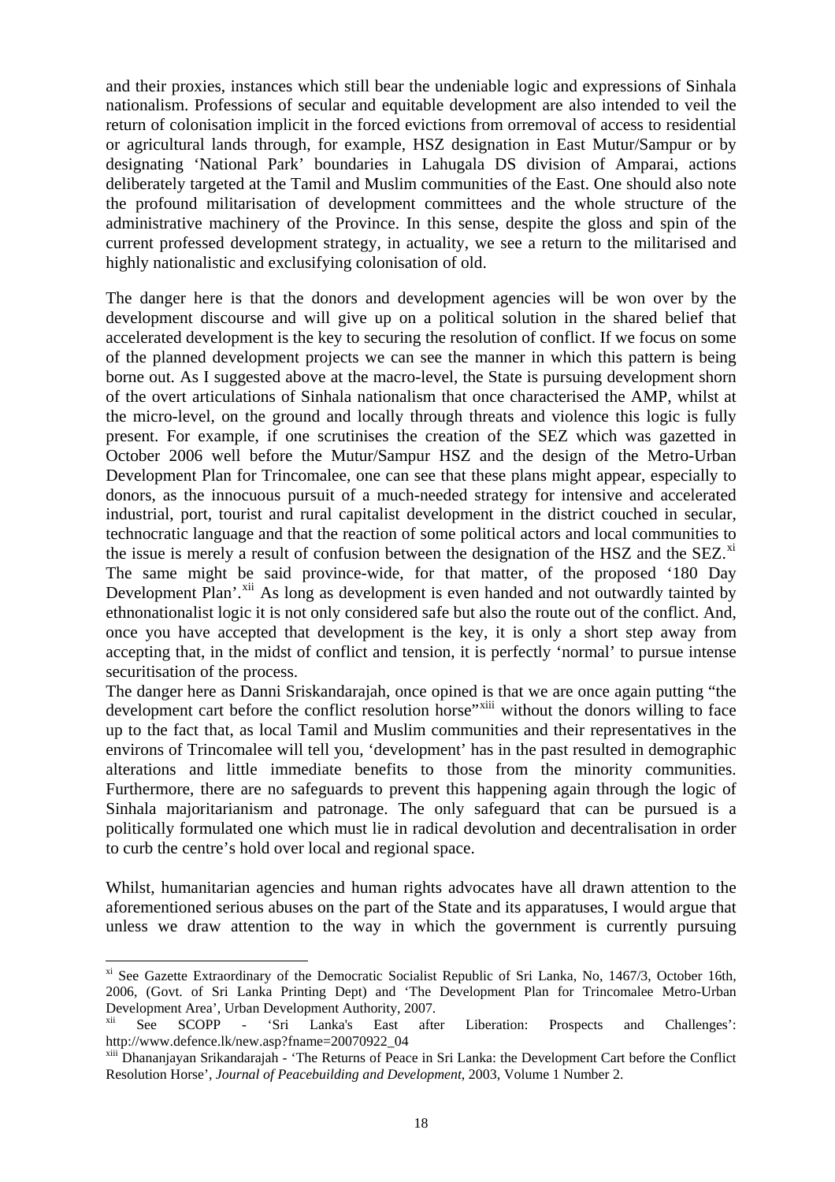and their proxies, instances which still bear the undeniable logic and expressions of Sinhala nationalism. Professions of secular and equitable development are also intended to veil the return of colonisation implicit in the forced evictions from orremoval of access to residential or agricultural lands through, for example, HSZ designation in East Mutur/Sampur or by designating 'National Park' boundaries in Lahugala DS division of Amparai, actions deliberately targeted at the Tamil and Muslim communities of the East. One should also note the profound militarisation of development committees and the whole structure of the administrative machinery of the Province. In this sense, despite the gloss and spin of the current professed development strategy, in actuality, we see a return to the militarised and highly nationalistic and exclusifying colonisation of old.

The danger here is that the donors and development agencies will be won over by the development discourse and will give up on a political solution in the shared belief that accelerated development is the key to securing the resolution of conflict. If we focus on some of the planned development projects we can see the manner in which this pattern is being borne out. As I suggested above at the macro-level, the State is pursuing development shorn of the overt articulations of Sinhala nationalism that once characterised the AMP, whilst at the micro-level, on the ground and locally through threats and violence this logic is fully present. For example, if one scrutinises the creation of the SEZ which was gazetted in October 2006 well before the Mutur/Sampur HSZ and the design of the Metro-Urban Development Plan for Trincomalee, one can see that these plans might appear, especially to donors, as the innocuous pursuit of a much-needed strategy for intensive and accelerated industrial, port, tourist and rural capitalist development in the district couched in secular, technocratic language and that the reaction of some political actors and local communities to the issue is merely a result of confusion between the designation of the HSZ and the SEZ.[xi] The same might be said province-wide, for that matter, of the proposed '180 Day Development Plan'.[xii] As long as development is even handed and not outwardly tainted by ethnonationalist logic it is not only considered safe but also the route out of the conflict. And, once you have accepted that development is the key, it is only a short step away from accepting that, in the midst of conflict and tension, it is perfectly 'normal' to pursue intense securitisation of the process.
The danger here as Danni Sriskandarajah, once opined is that we are once again putting "the development cart before the conflict resolution horse"[xiii] without the donors willing to face up to the fact that, as local Tamil and Muslim communities and their representatives in the environs of Trincomalee will tell you, 'development' has in the past resulted in demographic alterations and little immediate benefits to those from the minority communities. Furthermore, there are no safeguards to prevent this happening again through the logic of Sinhala majoritarianism and patronage. The only safeguard that can be pursued is a politically formulated one which must lie in radical devolution and decentralisation in order to curb the centre's hold over local and regional space.

Whilst, humanitarian agencies and human rights advocates have all drawn attention to the aforementioned serious abuses on the part of the State and its apparatuses, I would argue that unless we draw attention to the way in which the government is currently pursuing

---

[xi] See Gazette Extraordinary of the Democratic Socialist Republic of Sri Lanka, No, 1467/3, October 16th, 2006, (Govt. of Sri Lanka Printing Dept) and 'The Development Plan for Trincomalee Metro-Urban Development Area', Urban Development Authority, 2007.

[xii] See SCOPP - 'Sri Lanka's East after Liberation: Prospects and Challenges': http://www.defence.lk/new.asp?fname=20070922_04

[xiii] Dhananjayan Srikandarajah - 'The Returns of Peace in Sri Lanka: the Development Cart before the Conflict Resolution Horse', *Journal of Peacebuilding and Development*, 2003, Volume 1 Number 2.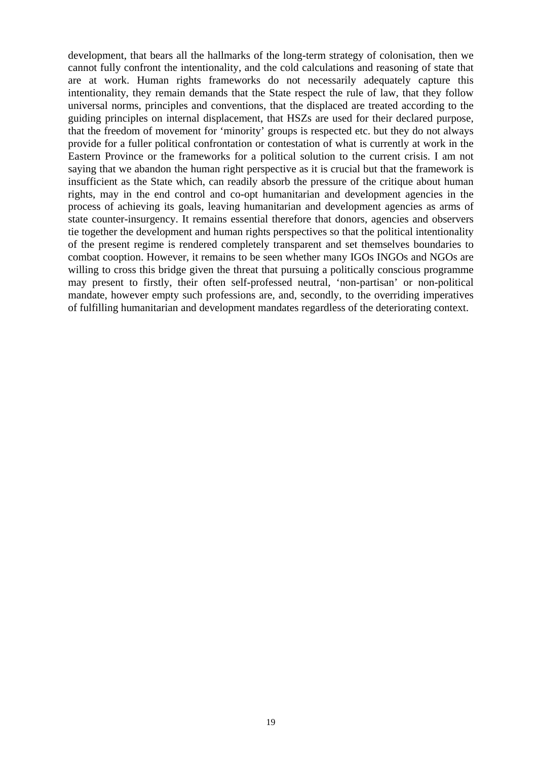development, that bears all the hallmarks of the long-term strategy of colonisation, then we cannot fully confront the intentionality, and the cold calculations and reasoning of state that are at work. Human rights frameworks do not necessarily adequately capture this intentionality, they remain demands that the State respect the rule of law, that they follow universal norms, principles and conventions, that the displaced are treated according to the guiding principles on internal displacement, that HSZs are used for their declared purpose, that the freedom of movement for 'minority' groups is respected etc. but they do not always provide for a fuller political confrontation or contestation of what is currently at work in the Eastern Province or the frameworks for a political solution to the current crisis. I am not saying that we abandon the human right perspective as it is crucial but that the framework is insufficient as the State which, can readily absorb the pressure of the critique about human rights, may in the end control and co-opt humanitarian and development agencies in the process of achieving its goals, leaving humanitarian and development agencies as arms of state counter-insurgency. It remains essential therefore that donors, agencies and observers tie together the development and human rights perspectives so that the political intentionality of the present regime is rendered completely transparent and set themselves boundaries to combat cooption. However, it remains to be seen whether many IGOs INGOs and NGOs are willing to cross this bridge given the threat that pursuing a politically conscious programme may present to firstly, their often self-professed neutral, 'non-partisan' or non-political mandate, however empty such professions are, and, secondly, to the overriding imperatives of fulfilling humanitarian and development mandates regardless of the deteriorating context.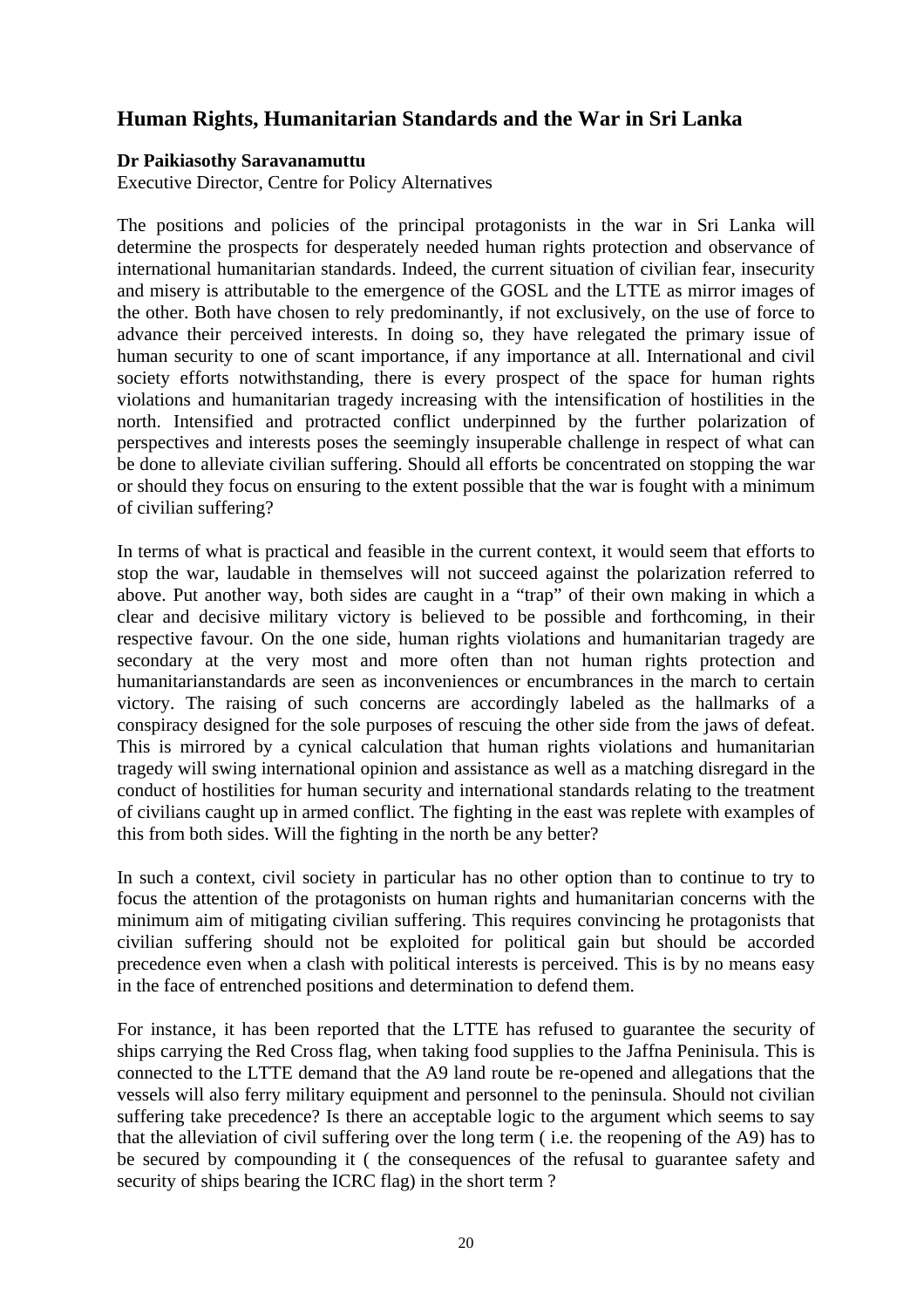## Human Rights, Humanitarian Standards and the War in Sri Lanka

**Dr Paikiasothy Saravanamuttu**
Executive Director, Centre for Policy Alternatives

The positions and policies of the principal protagonists in the war in Sri Lanka will determine the prospects for desperately needed human rights protection and observance of international humanitarian standards. Indeed, the current situation of civilian fear, insecurity and misery is attributable to the emergence of the GOSL and the LTTE as mirror images of the other. Both have chosen to rely predominantly, if not exclusively, on the use of force to advance their perceived interests. In doing so, they have relegated the primary issue of human security to one of scant importance, if any importance at all. International and civil society efforts notwithstanding, there is every prospect of the space for human rights violations and humanitarian tragedy increasing with the intensification of hostilities in the north. Intensified and protracted conflict underpinned by the further polarization of perspectives and interests poses the seemingly insuperable challenge in respect of what can be done to alleviate civilian suffering. Should all efforts be concentrated on stopping the war or should they focus on ensuring to the extent possible that the war is fought with a minimum of civilian suffering?

In terms of what is practical and feasible in the current context, it would seem that efforts to stop the war, laudable in themselves will not succeed against the polarization referred to above. Put another way, both sides are caught in a "trap" of their own making in which a clear and decisive military victory is believed to be possible and forthcoming, in their respective favour. On the one side, human rights violations and humanitarian tragedy are secondary at the very most and more often than not human rights protection and humanitarianstandards are seen as inconveniences or encumbrances in the march to certain victory. The raising of such concerns are accordingly labeled as the hallmarks of a conspiracy designed for the sole purposes of rescuing the other side from the jaws of defeat. This is mirrored by a cynical calculation that human rights violations and humanitarian tragedy will swing international opinion and assistance as well as a matching disregard in the conduct of hostilities for human security and international standards relating to the treatment of civilians caught up in armed conflict. The fighting in the east was replete with examples of this from both sides. Will the fighting in the north be any better?

In such a context, civil society in particular has no other option than to continue to try to focus the attention of the protagonists on human rights and humanitarian concerns with the minimum aim of mitigating civilian suffering. This requires convincing he protagonists that civilian suffering should not be exploited for political gain but should be accorded precedence even when a clash with political interests is perceived. This is by no means easy in the face of entrenched positions and determination to defend them.

For instance, it has been reported that the LTTE has refused to guarantee the security of ships carrying the Red Cross flag, when taking food supplies to the Jaffna Peninisula. This is connected to the LTTE demand that the A9 land route be re-opened and allegations that the vessels will also ferry military equipment and personnel to the peninsula. Should not civilian suffering take precedence? Is there an acceptable logic to the argument which seems to say that the alleviation of civil suffering over the long term ( i.e. the reopening of the A9) has to be secured by compounding it ( the consequences of the refusal to guarantee safety and security of ships bearing the ICRC flag) in the short term ?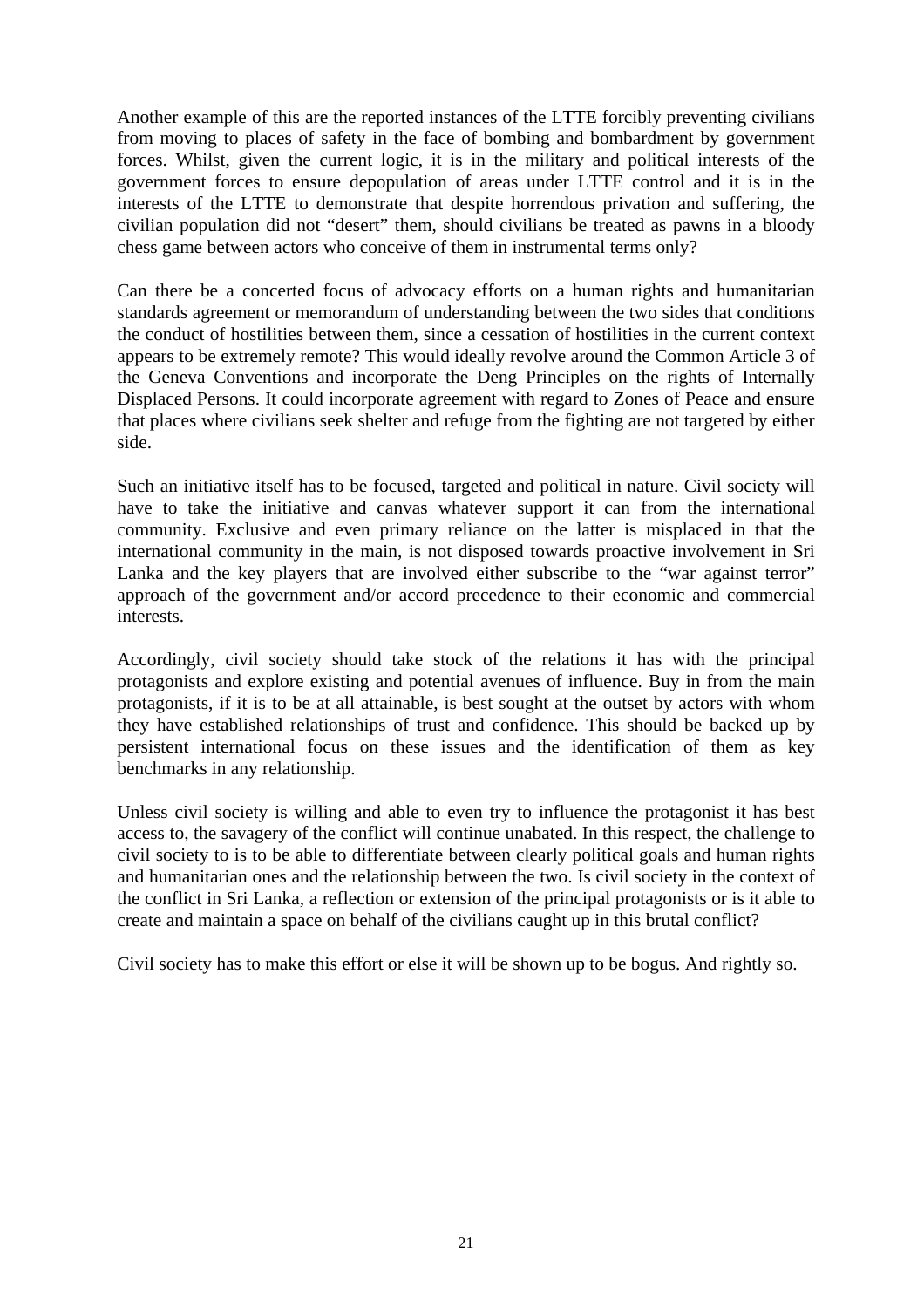Another example of this are the reported instances of the LTTE forcibly preventing civilians from moving to places of safety in the face of bombing and bombardment by government forces. Whilst, given the current logic, it is in the military and political interests of the government forces to ensure depopulation of areas under LTTE control and it is in the interests of the LTTE to demonstrate that despite horrendous privation and suffering, the civilian population did not "desert" them, should civilians be treated as pawns in a bloody chess game between actors who conceive of them in instrumental terms only?

Can there be a concerted focus of advocacy efforts on a human rights and humanitarian standards agreement or memorandum of understanding between the two sides that conditions the conduct of hostilities between them, since a cessation of hostilities in the current context appears to be extremely remote? This would ideally revolve around the Common Article 3 of the Geneva Conventions and incorporate the Deng Principles on the rights of Internally Displaced Persons. It could incorporate agreement with regard to Zones of Peace and ensure that places where civilians seek shelter and refuge from the fighting are not targeted by either side.

Such an initiative itself has to be focused, targeted and political in nature. Civil society will have to take the initiative and canvas whatever support it can from the international community. Exclusive and even primary reliance on the latter is misplaced in that the international community in the main, is not disposed towards proactive involvement in Sri Lanka and the key players that are involved either subscribe to the "war against terror" approach of the government and/or accord precedence to their economic and commercial interests.

Accordingly, civil society should take stock of the relations it has with the principal protagonists and explore existing and potential avenues of influence. Buy in from the main protagonists, if it is to be at all attainable, is best sought at the outset by actors with whom they have established relationships of trust and confidence. This should be backed up by persistent international focus on these issues and the identification of them as key benchmarks in any relationship.

Unless civil society is willing and able to even try to influence the protagonist it has best access to, the savagery of the conflict will continue unabated. In this respect, the challenge to civil society to is to be able to differentiate between clearly political goals and human rights and humanitarian ones and the relationship between the two. Is civil society in the context of the conflict in Sri Lanka, a reflection or extension of the principal protagonists or is it able to create and maintain a space on behalf of the civilians caught up in this brutal conflict?

Civil society has to make this effort or else it will be shown up to be bogus. And rightly so.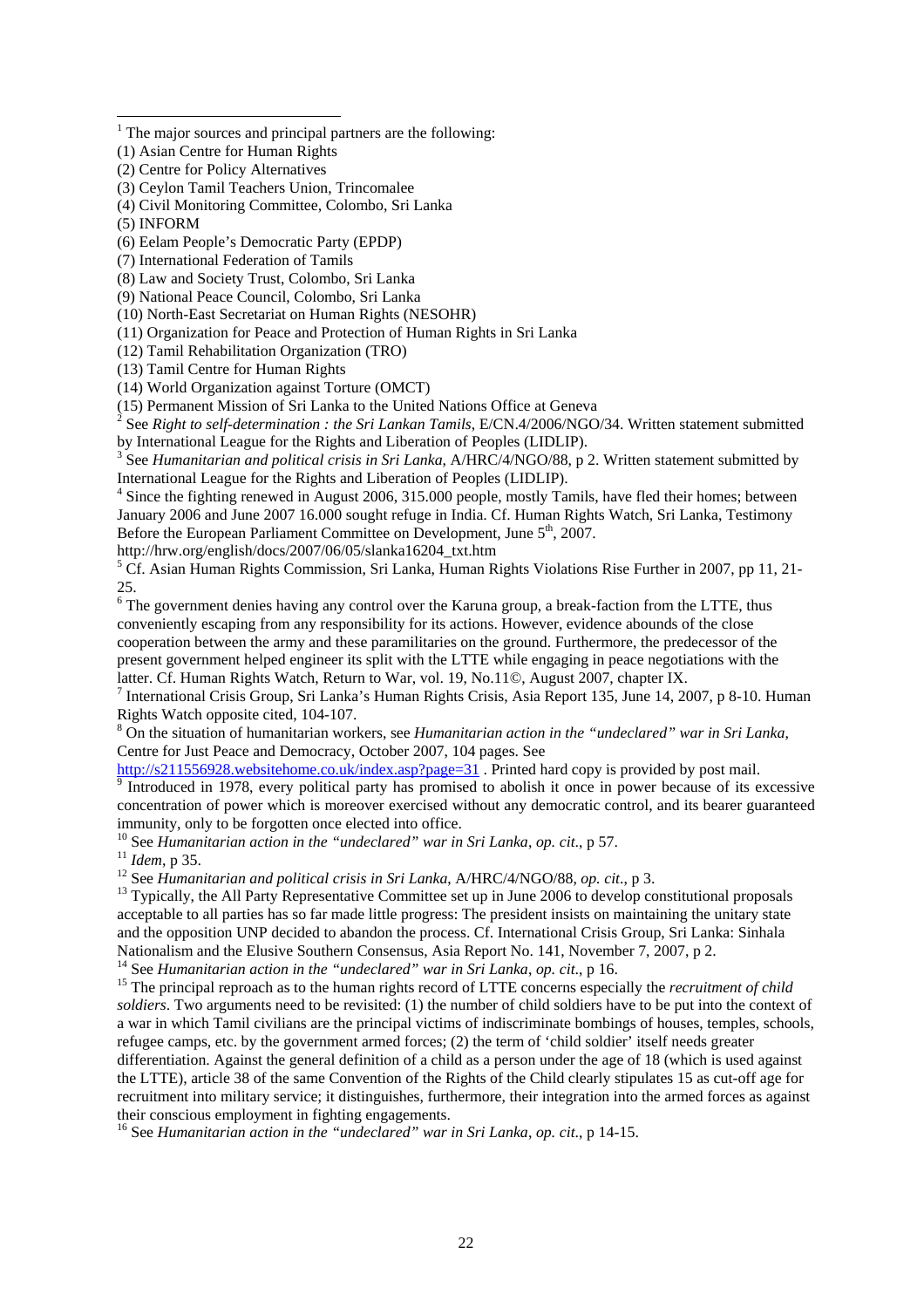[1] The major sources and principal partners are the following:
(1) Asian Centre for Human Rights
(2) Centre for Policy Alternatives
(3) Ceylon Tamil Teachers Union, Trincomalee
(4) Civil Monitoring Committee, Colombo, Sri Lanka
(5) INFORM
(6) Eelam People's Democratic Party (EPDP)
(7) International Federation of Tamils
(8) Law and Society Trust, Colombo, Sri Lanka
(9) National Peace Council, Colombo, Sri Lanka
(10) North-East Secretariat on Human Rights (NESOHR)
(11) Organization for Peace and Protection of Human Rights in Sri Lanka
(12) Tamil Rehabilitation Organization (TRO)
(13) Tamil Centre for Human Rights
(14) World Organization against Torture (OMCT)
(15) Permanent Mission of Sri Lanka to the United Nations Office at Geneva

[2] See *Right to self-determination : the Sri Lankan Tamils*, E/CN.4/2006/NGO/34. Written statement submitted by International League for the Rights and Liberation of Peoples (LIDLIP).

[3] See *Humanitarian and political crisis in Sri Lanka*, A/HRC/4/NGO/88, p 2. Written statement submitted by International League for the Rights and Liberation of Peoples (LIDLIP).

[4] Since the fighting renewed in August 2006, 315.000 people, mostly Tamils, have fled their homes; between January 2006 and June 2007 16.000 sought refuge in India. Cf. Human Rights Watch, Sri Lanka, Testimony Before the European Parliament Committee on Development, June 5th, 2007. http://hrw.org/english/docs/2007/06/05/slanka16204_txt.htm

[5] Cf. Asian Human Rights Commission, Sri Lanka, Human Rights Violations Rise Further in 2007, pp 11, 21-25.

[6] The government denies having any control over the Karuna group, a break-faction from the LTTE, thus conveniently escaping from any responsibility for its actions. However, evidence abounds of the close cooperation between the army and these paramilitaries on the ground. Furthermore, the predecessor of the present government helped engineer its split with the LTTE while engaging in peace negotiations with the latter. Cf. Human Rights Watch, Return to War, vol. 19, No.11©, August 2007, chapter IX.

[7] International Crisis Group, Sri Lanka's Human Rights Crisis, Asia Report 135, June 14, 2007, p 8-10. Human Rights Watch opposite cited, 104-107.

[8] On the situation of humanitarian workers, see *Humanitarian action in the "undeclared" war in Sri Lanka*, Centre for Just Peace and Democracy, October 2007, 104 pages. See http://s211556928.websitehome.co.uk/index.asp?page=31 . Printed hard copy is provided by post mail.

[9] Introduced in 1978, every political party has promised to abolish it once in power because of its excessive concentration of power which is moreover exercised without any democratic control, and its bearer guaranteed immunity, only to be forgotten once elected into office.

[10] See *Humanitarian action in the "undeclared" war in Sri Lanka*, *op. cit*., p 57.

[11] *Idem*, p 35.

[12] See *Humanitarian and political crisis in Sri Lanka*, A/HRC/4/NGO/88, *op. cit*., p 3.

[13] Typically, the All Party Representative Committee set up in June 2006 to develop constitutional proposals acceptable to all parties has so far made little progress: The president insists on maintaining the unitary state and the opposition UNP decided to abandon the process. Cf. International Crisis Group, Sri Lanka: Sinhala Nationalism and the Elusive Southern Consensus, Asia Report No. 141, November 7, 2007, p 2.

[14] See *Humanitarian action in the "undeclared" war in Sri Lanka*, *op. cit*., p 16.

[15] The principal reproach as to the human rights record of LTTE concerns especially the *recruitment of child soldiers*. Two arguments need to be revisited: (1) the number of child soldiers have to be put into the context of a war in which Tamil civilians are the principal victims of indiscriminate bombings of houses, temples, schools, refugee camps, etc. by the government armed forces; (2) the term of 'child soldier' itself needs greater differentiation. Against the general definition of a child as a person under the age of 18 (which is used against the LTTE), article 38 of the same Convention of the Rights of the Child clearly stipulates 15 as cut-off age for recruitment into military service; it distinguishes, furthermore, their integration into the armed forces as against their conscious employment in fighting engagements.

[16] See *Humanitarian action in the "undeclared" war in Sri Lanka*, *op. cit*., p 14-15.